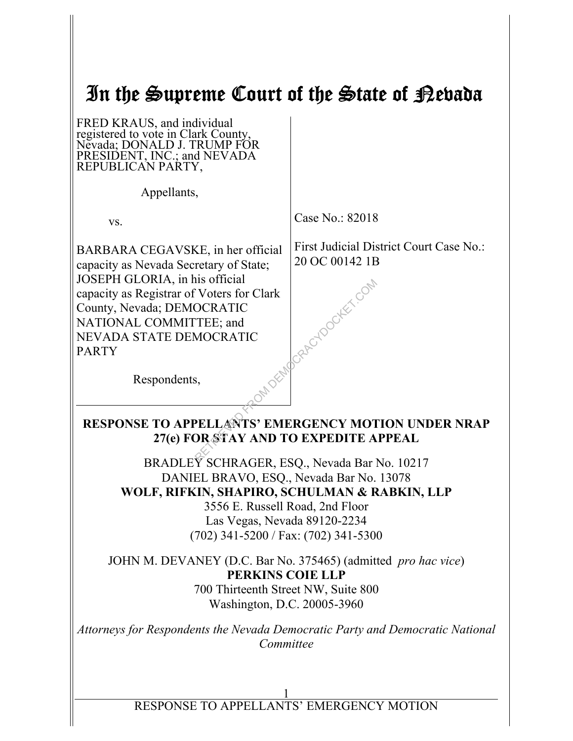# In the Supreme Court of the State of Nevada

| | |
|---|---|
| FRED KRAUS, and individual registered to vote in Clark County, Nevada; DONALD J. TRUMP FOR PRESIDENT, INC.; and NEVADA REPUBLICAN PARTY,<br><br>Appellants,<br><br>vs.<br><br>BARBARA CEGAVSKE, in her official capacity as Nevada Secretary of State; JOSEPH GLORIA, in his official capacity as Registrar of Voters for Clark County, Nevada; DEMOCRATIC NATIONAL COMMITTEE; and NEVADA STATE DEMOCRATIC PARTY<br><br>Respondents, | Case No.: 82018<br><br>First Judicial District Court Case No.: 20 OC 00142 1B |

**RESPONSE TO APPELLANTS' EMERGENCY MOTION UNDER NRAP 27(e) FOR STAY AND TO EXPEDITE APPEAL**

BRADLEY SCHRAGER, ESQ., Nevada Bar No. 10217
DANIEL BRAVO, ESQ., Nevada Bar No. 13078
**WOLF, RIFKIN, SHAPIRO, SCHULMAN & RABKIN, LLP**
3556 E. Russell Road, 2nd Floor
Las Vegas, Nevada 89120-2234
(702) 341-5200 / Fax: (702) 341-5300

JOHN M. DEVANEY (D.C. Bar No. 375465) (admitted *pro hac vice*)
**PERKINS COIE LLP**
700 Thirteenth Street NW, Suite 800
Washington, D.C. 20005-3960

*Attorneys for Respondents the Nevada Democratic Party and Democratic National Committee*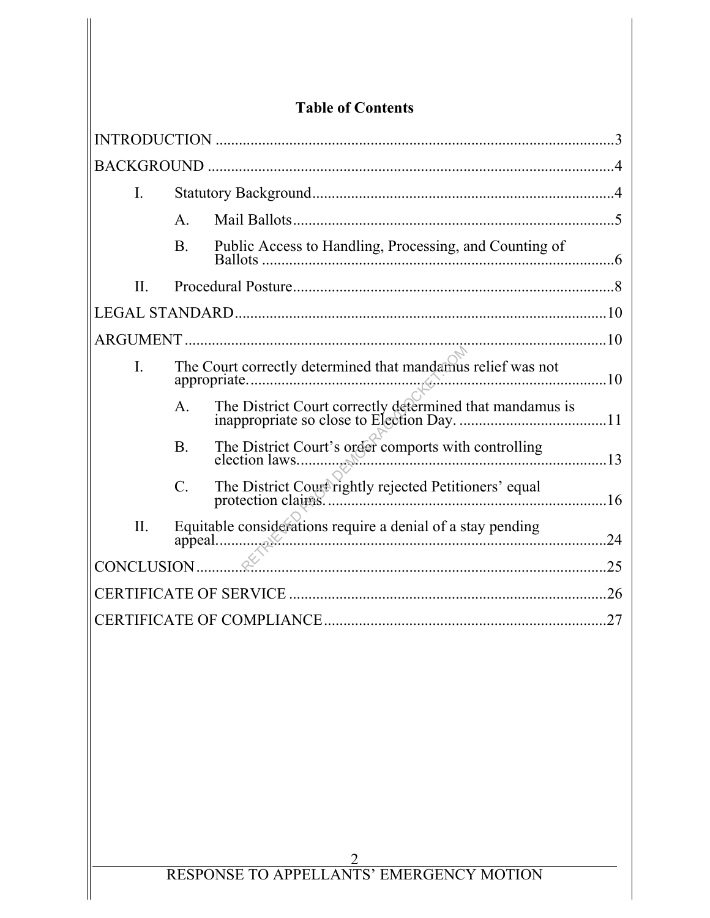## Table of Contents

INTRODUCTION .....................................................................................................3

BACKGROUND .......................................................................................................4

- I. Statutory Background.............................................................................4
  - A. Mail Ballots..................................................................................5
  - B. Public Access to Handling, Processing, and Counting of Ballots ..........................................................................................6
- II. Procedural Posture..................................................................................8

LEGAL STANDARD...............................................................................................10

ARGUMENT ...........................................................................................................10

- I. The Court correctly determined that mandamus relief was not appropriate. ...........................................................................................10
  - A. The District Court correctly determined that mandamus is inappropriate so close to Election Day. ......................................11
  - B. The District Court's order comports with controlling election laws..............................................................................13
  - C. The District Court rightly rejected Petitioners' equal protection claims. ......................................................................16
- II. Equitable considerations require a denial of a stay pending appeal.....................................................................................................24

CONCLUSION........................................................................................................25

CERTIFICATE OF SERVICE ................................................................................26

CERTIFICATE OF COMPLIANCE.......................................................................27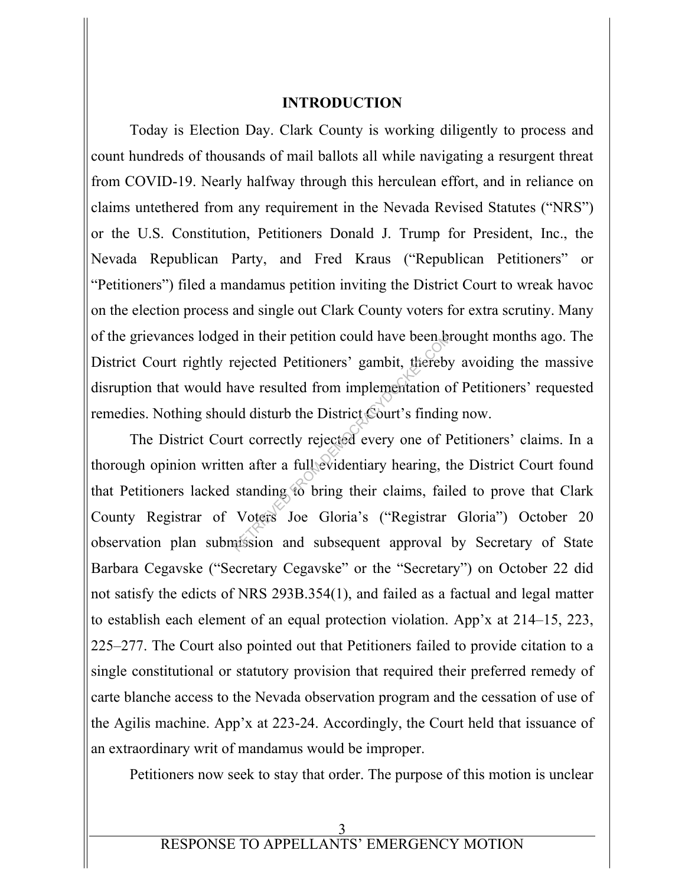# INTRODUCTION

Today is Election Day. Clark County is working diligently to process and count hundreds of thousands of mail ballots all while navigating a resurgent threat from COVID-19. Nearly halfway through this herculean effort, and in reliance on claims untethered from any requirement in the Nevada Revised Statutes ("NRS") or the U.S. Constitution, Petitioners Donald J. Trump for President, Inc., the Nevada Republican Party, and Fred Kraus ("Republican Petitioners" or "Petitioners") filed a mandamus petition inviting the District Court to wreak havoc on the election process and single out Clark County voters for extra scrutiny. Many of the grievances lodged in their petition could have been brought months ago. The District Court rightly rejected Petitioners' gambit, thereby avoiding the massive disruption that would have resulted from implementation of Petitioners' requested remedies. Nothing should disturb the District Court's finding now.

The District Court correctly rejected every one of Petitioners' claims. In a thorough opinion written after a full evidentiary hearing, the District Court found that Petitioners lacked standing to bring their claims, failed to prove that Clark County Registrar of Voters Joe Gloria's ("Registrar Gloria") October 20 observation plan submission and subsequent approval by Secretary of State Barbara Cegavske ("Secretary Cegavske" or the "Secretary") on October 22 did not satisfy the edicts of NRS 293B.354(1), and failed as a factual and legal matter to establish each element of an equal protection violation. App'x at 214–15, 223, 225–277. The Court also pointed out that Petitioners failed to provide citation to a single constitutional or statutory provision that required their preferred remedy of carte blanche access to the Nevada observation program and the cessation of use of the Agilis machine. App'x at 223-24. Accordingly, the Court held that issuance of an extraordinary writ of mandamus would be improper.

Petitioners now seek to stay that order. The purpose of this motion is unclear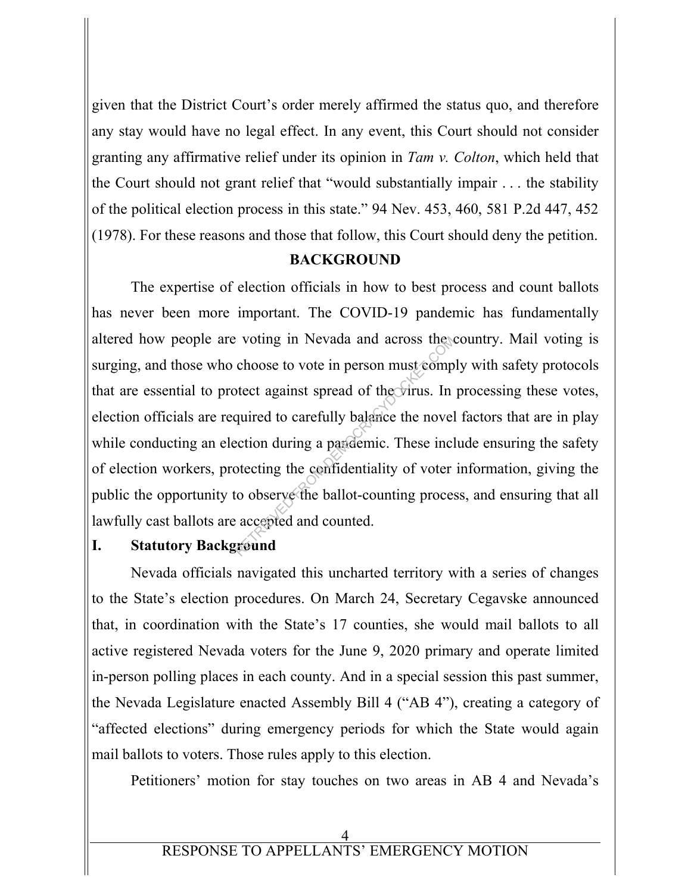given that the District Court's order merely affirmed the status quo, and therefore any stay would have no legal effect. In any event, this Court should not consider granting any affirmative relief under its opinion in *Tam v. Colton*, which held that the Court should not grant relief that "would substantially impair . . . the stability of the political election process in this state." 94 Nev. 453, 460, 581 P.2d 447, 452 (1978). For these reasons and those that follow, this Court should deny the petition.

## BACKGROUND

The expertise of election officials in how to best process and count ballots has never been more important. The COVID-19 pandemic has fundamentally altered how people are voting in Nevada and across the country. Mail voting is surging, and those who choose to vote in person must comply with safety protocols that are essential to protect against spread of the virus. In processing these votes, election officials are required to carefully balance the novel factors that are in play while conducting an election during a pandemic. These include ensuring the safety of election workers, protecting the confidentiality of voter information, giving the public the opportunity to observe the ballot-counting process, and ensuring that all lawfully cast ballots are accepted and counted.

### I. Statutory Background

Nevada officials navigated this uncharted territory with a series of changes to the State's election procedures. On March 24, Secretary Cegavske announced that, in coordination with the State's 17 counties, she would mail ballots to all active registered Nevada voters for the June 9, 2020 primary and operate limited in-person polling places in each county. And in a special session this past summer, the Nevada Legislature enacted Assembly Bill 4 ("AB 4"), creating a category of "affected elections" during emergency periods for which the State would again mail ballots to voters. Those rules apply to this election.

Petitioners' motion for stay touches on two areas in AB 4 and Nevada's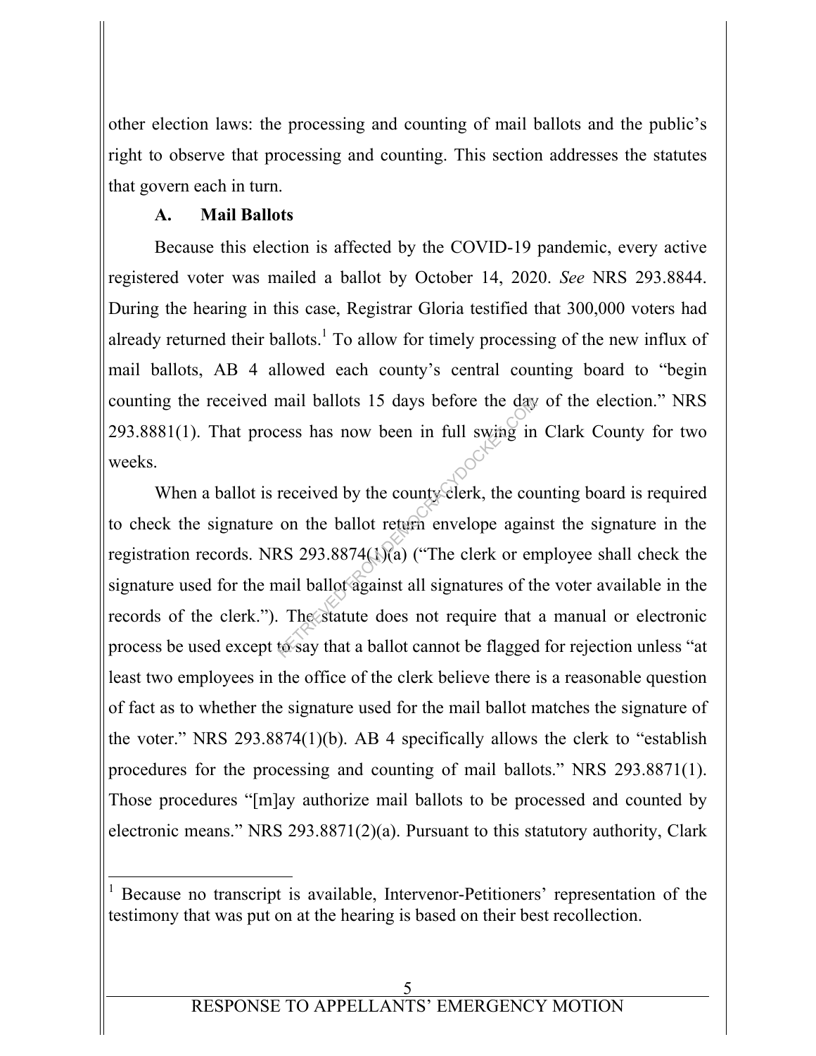other election laws: the processing and counting of mail ballots and the public's right to observe that processing and counting. This section addresses the statutes that govern each in turn.

### A. Mail Ballots

Because this election is affected by the COVID-19 pandemic, every active registered voter was mailed a ballot by October 14, 2020. *See* NRS 293.8844. During the hearing in this case, Registrar Gloria testified that 300,000 voters had already returned their ballots.[1] To allow for timely processing of the new influx of mail ballots, AB 4 allowed each county's central counting board to "begin counting the received mail ballots 15 days before the day of the election." NRS 293.8881(1). That process has now been in full swing in Clark County for two weeks.

When a ballot is received by the county clerk, the counting board is required to check the signature on the ballot return envelope against the signature in the registration records. NRS 293.8874(1)(a) ("The clerk or employee shall check the signature used for the mail ballot against all signatures of the voter available in the records of the clerk."). The statute does not require that a manual or electronic process be used except to say that a ballot cannot be flagged for rejection unless "at least two employees in the office of the clerk believe there is a reasonable question of fact as to whether the signature used for the mail ballot matches the signature of the voter." NRS 293.8874(1)(b). AB 4 specifically allows the clerk to "establish procedures for the processing and counting of mail ballots." NRS 293.8871(1). Those procedures "[m]ay authorize mail ballots to be processed and counted by electronic means." NRS 293.8871(2)(a). Pursuant to this statutory authority, Clark

---

[1] Because no transcript is available, Intervenor-Petitioners' representation of the testimony that was put on at the hearing is based on their best recollection.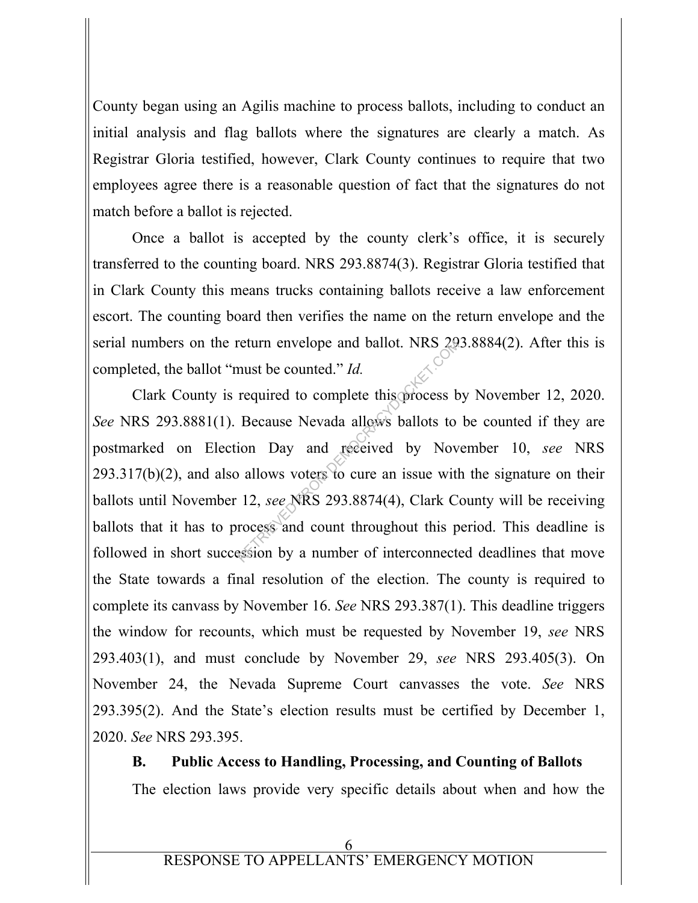County began using an Agilis machine to process ballots, including to conduct an initial analysis and flag ballots where the signatures are clearly a match. As Registrar Gloria testified, however, Clark County continues to require that two employees agree there is a reasonable question of fact that the signatures do not match before a ballot is rejected.

Once a ballot is accepted by the county clerk's office, it is securely transferred to the counting board. NRS 293.8874(3). Registrar Gloria testified that in Clark County this means trucks containing ballots receive a law enforcement escort. The counting board then verifies the name on the return envelope and the serial numbers on the return envelope and ballot. NRS 293.8884(2). After this is completed, the ballot "must be counted." *Id.*

Clark County is required to complete this process by November 12, 2020. *See* NRS 293.8881(1). Because Nevada allows ballots to be counted if they are postmarked on Election Day and received by November 10, *see* NRS 293.317(b)(2), and also allows voters to cure an issue with the signature on their ballots until November 12, *see* NRS 293.8874(4), Clark County will be receiving ballots that it has to process and count throughout this period. This deadline is followed in short succession by a number of interconnected deadlines that move the State towards a final resolution of the election. The county is required to complete its canvass by November 16. *See* NRS 293.387(1). This deadline triggers the window for recounts, which must be requested by November 19, *see* NRS 293.403(1), and must conclude by November 29, *see* NRS 293.405(3). On November 24, the Nevada Supreme Court canvasses the vote. *See* NRS 293.395(2). And the State's election results must be certified by December 1, 2020. *See* NRS 293.395.

### B. Public Access to Handling, Processing, and Counting of Ballots

The election laws provide very specific details about when and how the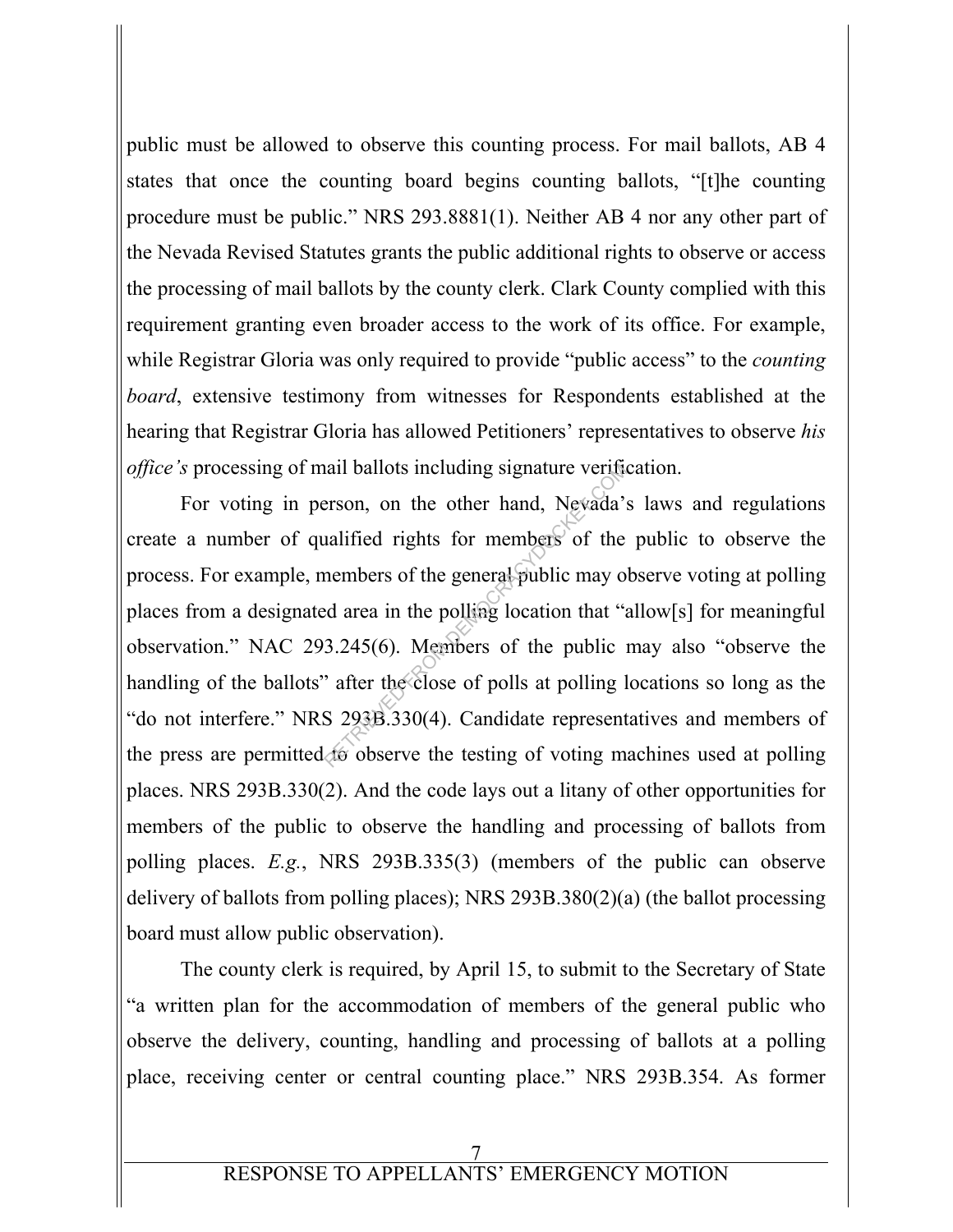public must be allowed to observe this counting process. For mail ballots, AB 4 states that once the counting board begins counting ballots, "[t]he counting procedure must be public." NRS 293.8881(1). Neither AB 4 nor any other part of the Nevada Revised Statutes grants the public additional rights to observe or access the processing of mail ballots by the county clerk. Clark County complied with this requirement granting even broader access to the work of its office. For example, while Registrar Gloria was only required to provide "public access" to the *counting board*, extensive testimony from witnesses for Respondents established at the hearing that Registrar Gloria has allowed Petitioners' representatives to observe *his office's* processing of mail ballots including signature verification.

For voting in person, on the other hand, Nevada's laws and regulations create a number of qualified rights for members of the public to observe the process. For example, members of the general public may observe voting at polling places from a designated area in the polling location that "allow[s] for meaningful observation." NAC 293.245(6). Members of the public may also "observe the handling of the ballots" after the close of polls at polling locations so long as the "do not interfere." NRS 293B.330(4). Candidate representatives and members of the press are permitted to observe the testing of voting machines used at polling places. NRS 293B.330(2). And the code lays out a litany of other opportunities for members of the public to observe the handling and processing of ballots from polling places. *E.g.*, NRS 293B.335(3) (members of the public can observe delivery of ballots from polling places); NRS 293B.380(2)(a) (the ballot processing board must allow public observation).

The county clerk is required, by April 15, to submit to the Secretary of State "a written plan for the accommodation of members of the general public who observe the delivery, counting, handling and processing of ballots at a polling place, receiving center or central counting place." NRS 293B.354. As former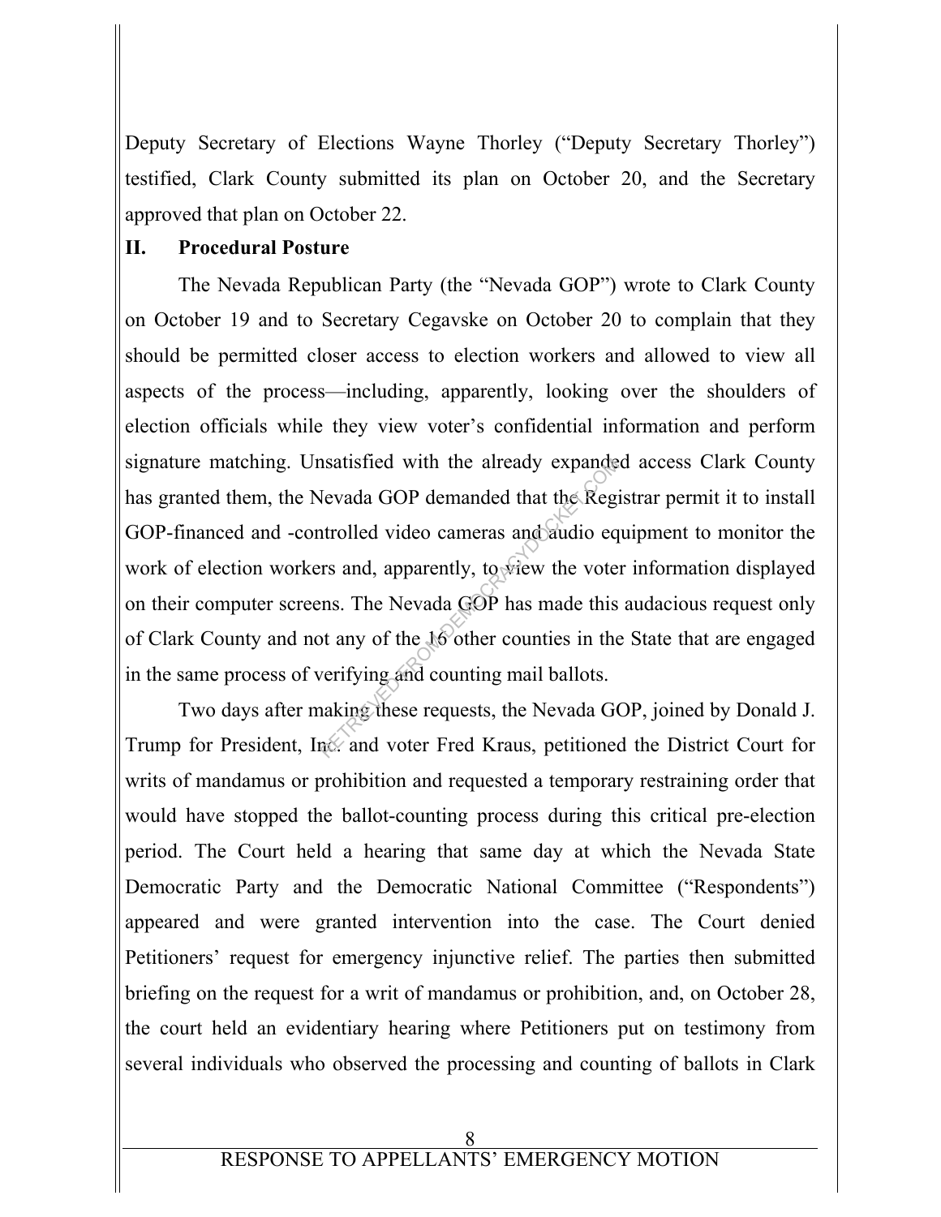Deputy Secretary of Elections Wayne Thorley ("Deputy Secretary Thorley") testified, Clark County submitted its plan on October 20, and the Secretary approved that plan on October 22.

## II. Procedural Posture

The Nevada Republican Party (the "Nevada GOP") wrote to Clark County on October 19 and to Secretary Cegavske on October 20 to complain that they should be permitted closer access to election workers and allowed to view all aspects of the process—including, apparently, looking over the shoulders of election officials while they view voter's confidential information and perform signature matching. Unsatisfied with the already expanded access Clark County has granted them, the Nevada GOP demanded that the Registrar permit it to install GOP-financed and -controlled video cameras and audio equipment to monitor the work of election workers and, apparently, to view the voter information displayed on their computer screens. The Nevada GOP has made this audacious request only of Clark County and not any of the 16 other counties in the State that are engaged in the same process of verifying and counting mail ballots.

Two days after making these requests, the Nevada GOP, joined by Donald J. Trump for President, Inc. and voter Fred Kraus, petitioned the District Court for writs of mandamus or prohibition and requested a temporary restraining order that would have stopped the ballot-counting process during this critical pre-election period. The Court held a hearing that same day at which the Nevada State Democratic Party and the Democratic National Committee ("Respondents") appeared and were granted intervention into the case. The Court denied Petitioners' request for emergency injunctive relief. The parties then submitted briefing on the request for a writ of mandamus or prohibition, and, on October 28, the court held an evidentiary hearing where Petitioners put on testimony from several individuals who observed the processing and counting of ballots in Clark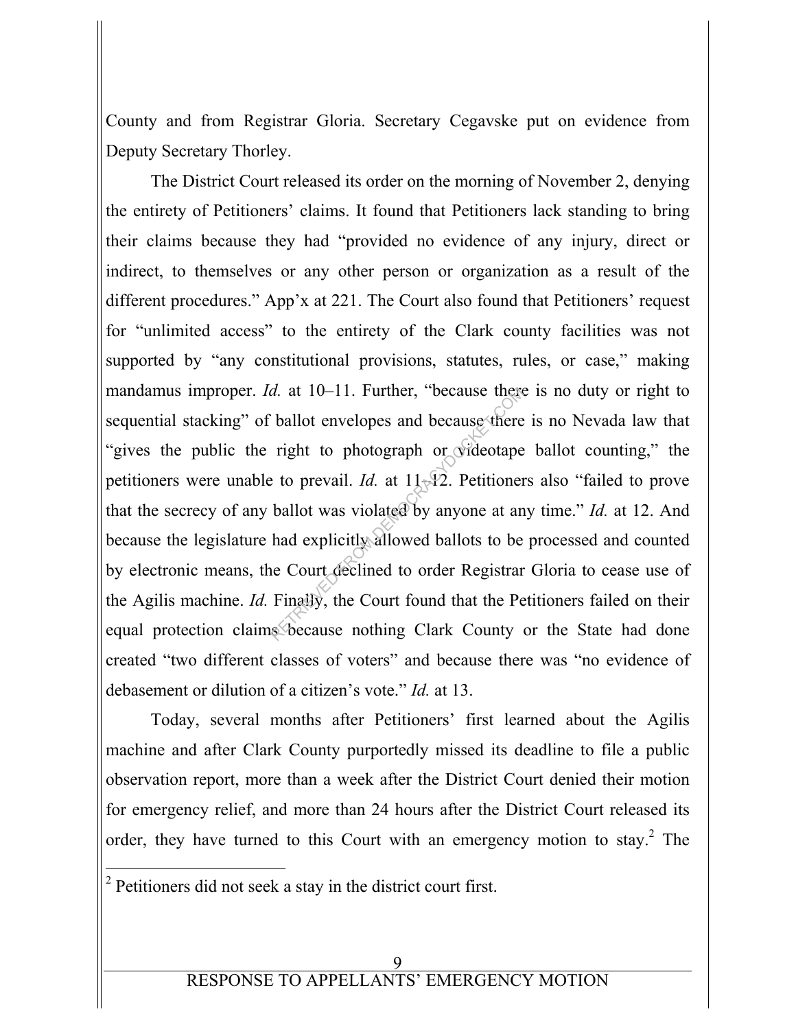County and from Registrar Gloria. Secretary Cegavske put on evidence from Deputy Secretary Thorley.

The District Court released its order on the morning of November 2, denying the entirety of Petitioners' claims. It found that Petitioners lack standing to bring their claims because they had "provided no evidence of any injury, direct or indirect, to themselves or any other person or organization as a result of the different procedures." App'x at 221. The Court also found that Petitioners' request for "unlimited access" to the entirety of the Clark county facilities was not supported by "any constitutional provisions, statutes, rules, or case," making mandamus improper. *Id.* at 10–11. Further, "because there is no duty or right to sequential stacking" of ballot envelopes and because there is no Nevada law that "gives the public the right to photograph or videotape ballot counting," the petitioners were unable to prevail. *Id.* at 11–12. Petitioners also "failed to prove that the secrecy of any ballot was violated by anyone at any time." *Id.* at 12. And because the legislature had explicitly allowed ballots to be processed and counted by electronic means, the Court declined to order Registrar Gloria to cease use of the Agilis machine. *Id.* Finally, the Court found that the Petitioners failed on their equal protection claims because nothing Clark County or the State had done created "two different classes of voters" and because there was "no evidence of debasement or dilution of a citizen's vote." *Id.* at 13.

Today, several months after Petitioners' first learned about the Agilis machine and after Clark County purportedly missed its deadline to file a public observation report, more than a week after the District Court denied their motion for emergency relief, and more than 24 hours after the District Court released its order, they have turned to this Court with an emergency motion to stay.[2] The

[2] Petitioners did not seek a stay in the district court first.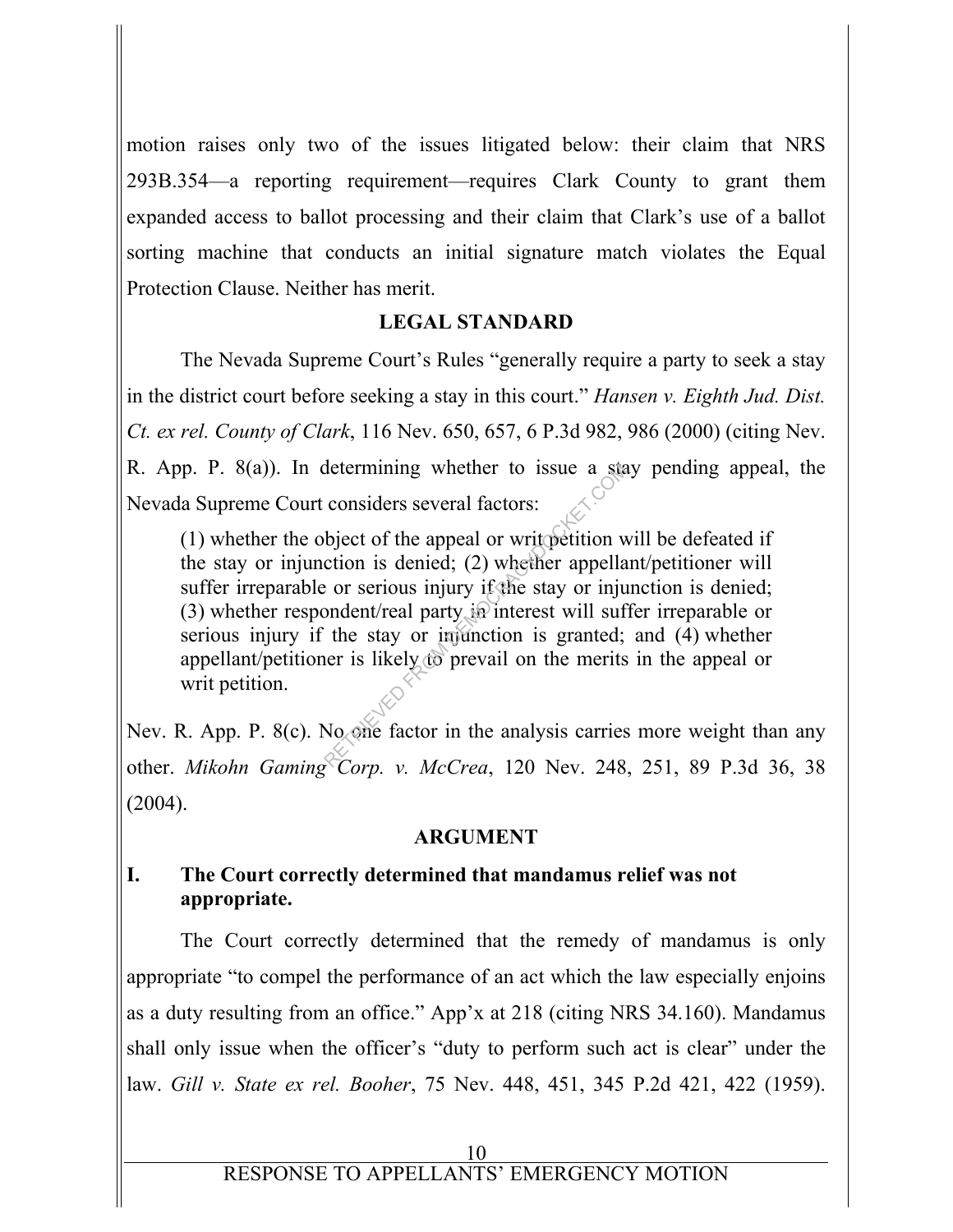motion raises only two of the issues litigated below: their claim that NRS 293B.354—a reporting requirement—requires Clark County to grant them expanded access to ballot processing and their claim that Clark's use of a ballot sorting machine that conducts an initial signature match violates the Equal Protection Clause. Neither has merit.

## LEGAL STANDARD

The Nevada Supreme Court's Rules "generally require a party to seek a stay in the district court before seeking a stay in this court." *Hansen v. Eighth Jud. Dist. Ct. ex rel. County of Clark*, 116 Nev. 650, 657, 6 P.3d 982, 986 (2000) (citing Nev. R. App. P. 8(a)). In determining whether to issue a stay pending appeal, the Nevada Supreme Court considers several factors:

> (1) whether the object of the appeal or writ petition will be defeated if the stay or injunction is denied; (2) whether appellant/petitioner will suffer irreparable or serious injury if the stay or injunction is denied; (3) whether respondent/real party in interest will suffer irreparable or serious injury if the stay or injunction is granted; and (4) whether appellant/petitioner is likely to prevail on the merits in the appeal or writ petition.

Nev. R. App. P. 8(c). No one factor in the analysis carries more weight than any other. *Mikohn Gaming Corp. v. McCrea*, 120 Nev. 248, 251, 89 P.3d 36, 38 (2004).

## ARGUMENT

### I. The Court correctly determined that mandamus relief was not appropriate.

The Court correctly determined that the remedy of mandamus is only appropriate "to compel the performance of an act which the law especially enjoins as a duty resulting from an office." App'x at 218 (citing NRS 34.160). Mandamus shall only issue when the officer's "duty to perform such act is clear" under the law. *Gill v. State ex rel. Booher*, 75 Nev. 448, 451, 345 P.2d 421, 422 (1959).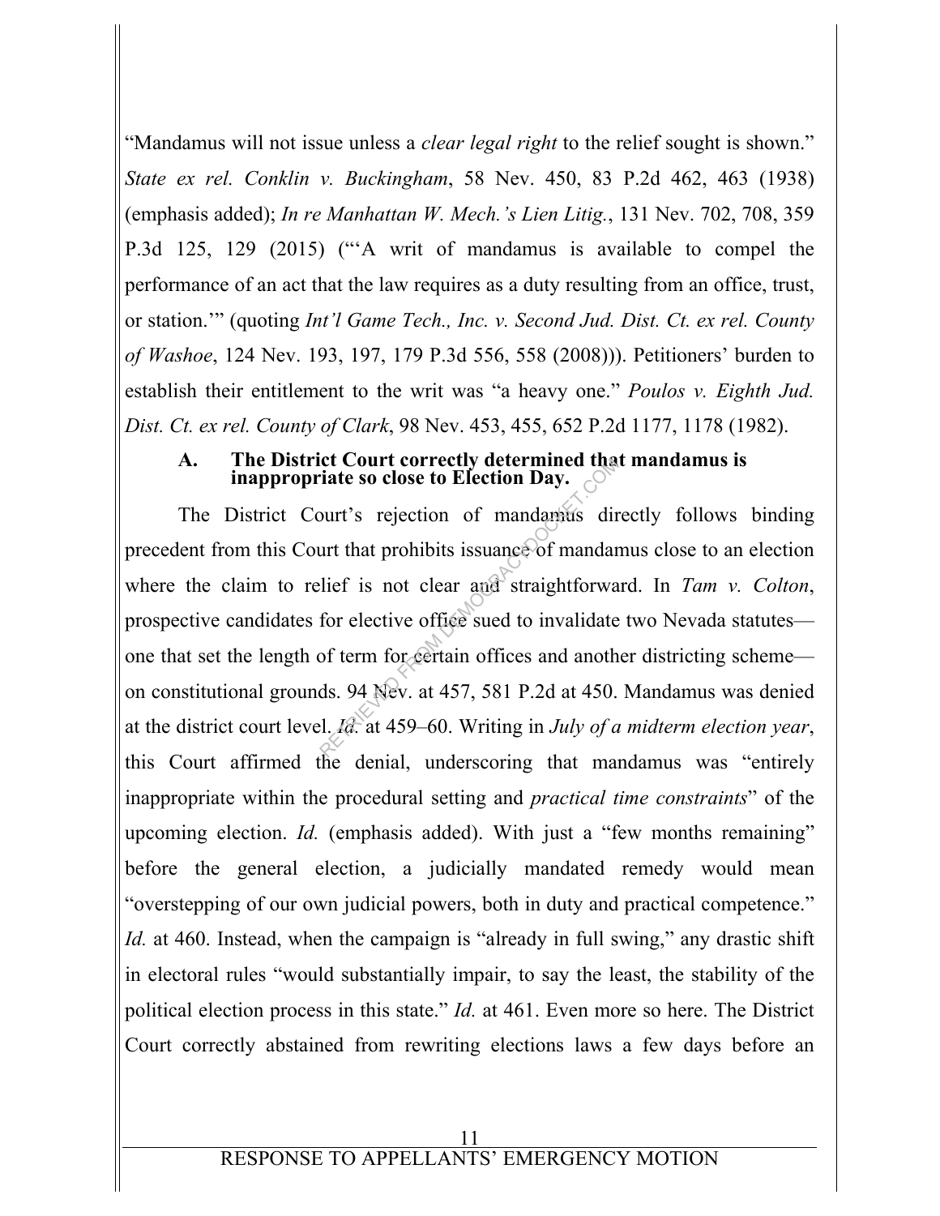"Mandamus will not issue unless a *clear legal right* to the relief sought is shown." *State ex rel. Conklin v. Buckingham*, 58 Nev. 450, 83 P.2d 462, 463 (1938) (emphasis added); *In re Manhattan W. Mech.'s Lien Litig.*, 131 Nev. 702, 708, 359 P.3d 125, 129 (2015) ("'A writ of mandamus is available to compel the performance of an act that the law requires as a duty resulting from an office, trust, or station.'" (quoting *Int'l Game Tech., Inc. v. Second Jud. Dist. Ct. ex rel. County of Washoe*, 124 Nev. 193, 197, 179 P.3d 556, 558 (2008))). Petitioners' burden to establish their entitlement to the writ was "a heavy one." *Poulos v. Eighth Jud. Dist. Ct. ex rel. County of Clark*, 98 Nev. 453, 455, 652 P.2d 1177, 1178 (1982).

### A. The District Court correctly determined that mandamus is inappropriate so close to Election Day.

The District Court's rejection of mandamus directly follows binding precedent from this Court that prohibits issuance of mandamus close to an election where the claim to relief is not clear and straightforward. In *Tam v. Colton*, prospective candidates for elective office sued to invalidate two Nevada statutes—one that set the length of term for certain offices and another districting scheme—on constitutional grounds. 94 Nev. at 457, 581 P.2d at 450. Mandamus was denied at the district court level. *Id.* at 459–60. Writing in *July of a midterm election year*, this Court affirmed the denial, underscoring that mandamus was "entirely inappropriate within the procedural setting and *practical time constraints*" of the upcoming election. *Id.* (emphasis added). With just a "few months remaining" before the general election, a judicially mandated remedy would mean "overstepping of our own judicial powers, both in duty and practical competence." *Id.* at 460. Instead, when the campaign is "already in full swing," any drastic shift in electoral rules "would substantially impair, to say the least, the stability of the political election process in this state." *Id.* at 461. Even more so here. The District Court correctly abstained from rewriting elections laws a few days before an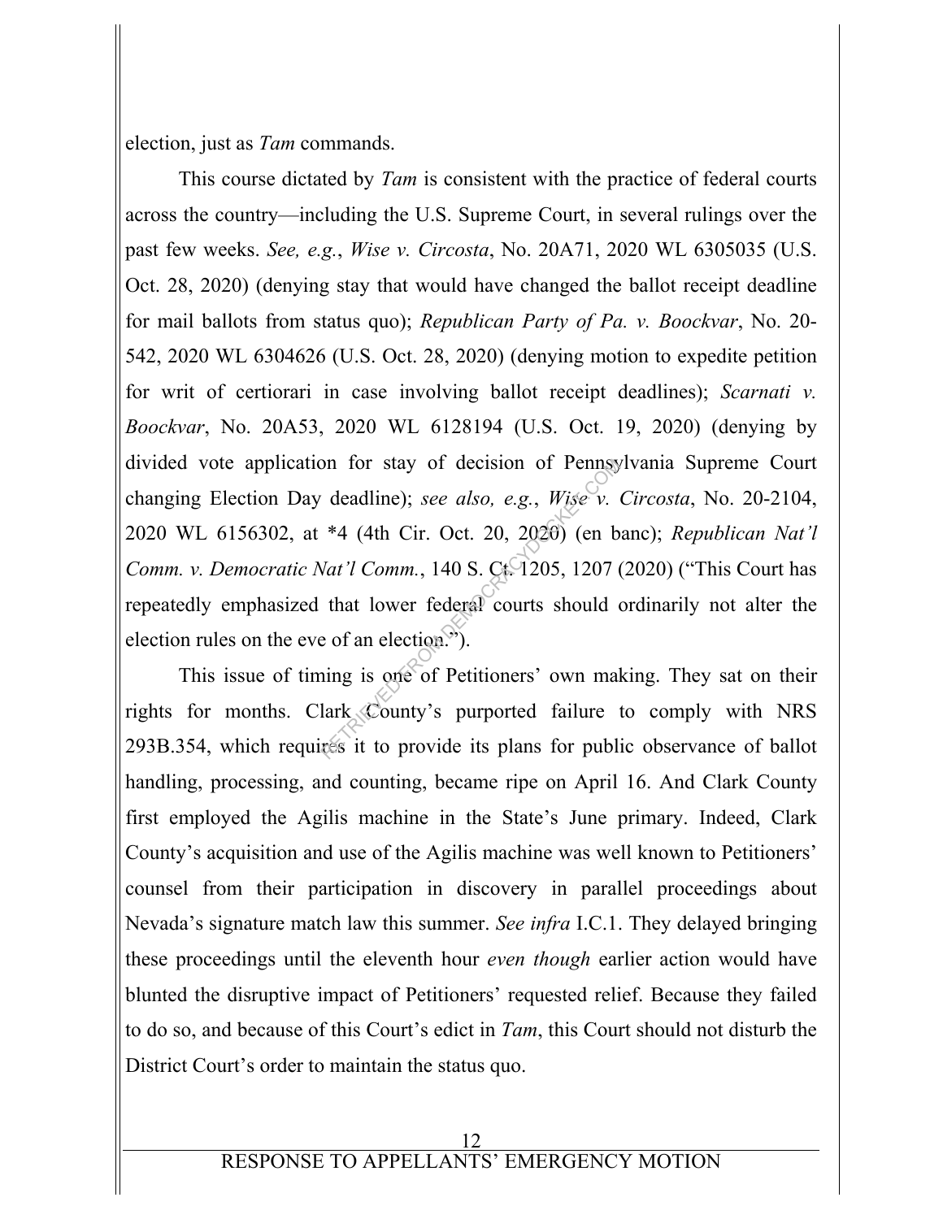election, just as *Tam* commands.

This course dictated by *Tam* is consistent with the practice of federal courts across the country—including the U.S. Supreme Court, in several rulings over the past few weeks. *See, e.g.*, *Wise v. Circosta*, No. 20A71, 2020 WL 6305035 (U.S. Oct. 28, 2020) (denying stay that would have changed the ballot receipt deadline for mail ballots from status quo); *Republican Party of Pa. v. Boockvar*, No. 20-542, 2020 WL 6304626 (U.S. Oct. 28, 2020) (denying motion to expedite petition for writ of certiorari in case involving ballot receipt deadlines); *Scarnati v. Boockvar*, No. 20A53, 2020 WL 6128194 (U.S. Oct. 19, 2020) (denying by divided vote application for stay of decision of Pennsylvania Supreme Court changing Election Day deadline); *see also, e.g.*, *Wise v. Circosta*, No. 20-2104, 2020 WL 6156302, at *4 (4th Cir. Oct. 20, 2020) (en banc); *Republican Nat'l Comm. v. Democratic Nat'l Comm.*, 140 S. Ct. 1205, 1207 (2020) ("This Court has repeatedly emphasized that lower federal courts should ordinarily not alter the election rules on the eve of an election.").

This issue of timing is one of Petitioners' own making. They sat on their rights for months. Clark County's purported failure to comply with NRS 293B.354, which requires it to provide its plans for public observance of ballot handling, processing, and counting, became ripe on April 16. And Clark County first employed the Agilis machine in the State's June primary. Indeed, Clark County's acquisition and use of the Agilis machine was well known to Petitioners' counsel from their participation in discovery in parallel proceedings about Nevada's signature match law this summer. *See infra* I.C.1. They delayed bringing these proceedings until the eleventh hour *even though* earlier action would have blunted the disruptive impact of Petitioners' requested relief. Because they failed to do so, and because of this Court's edict in *Tam*, this Court should not disturb the District Court's order to maintain the status quo.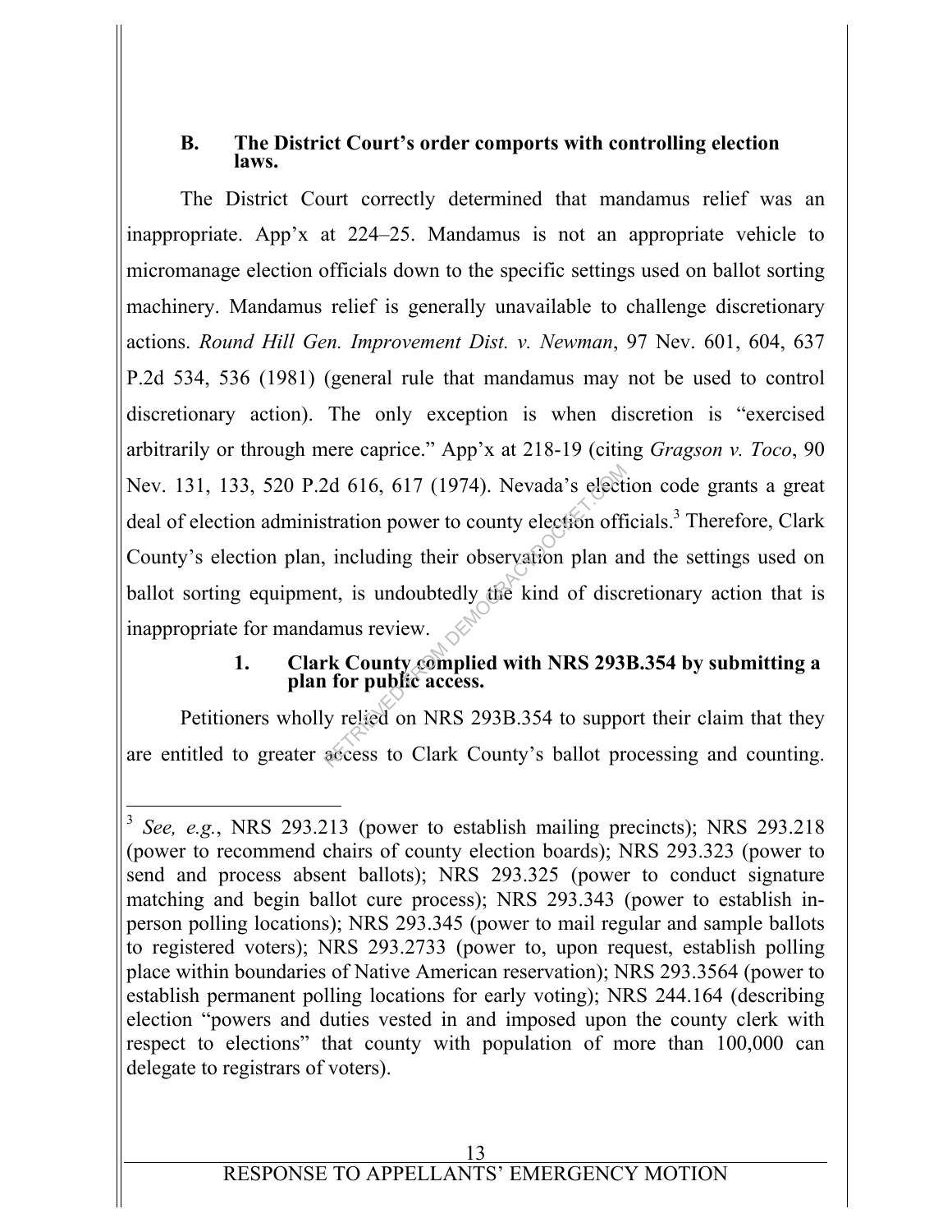### B. The District Court's order comports with controlling election laws.

The District Court correctly determined that mandamus relief was an inappropriate. App'x at 224–25. Mandamus is not an appropriate vehicle to micromanage election officials down to the specific settings used on ballot sorting machinery. Mandamus relief is generally unavailable to challenge discretionary actions. *Round Hill Gen. Improvement Dist. v. Newman*, 97 Nev. 601, 604, 637 P.2d 534, 536 (1981) (general rule that mandamus may not be used to control discretionary action). The only exception is when discretion is "exercised arbitrarily or through mere caprice." App'x at 218-19 (citing *Gragson v. Toco*, 90 Nev. 131, 133, 520 P.2d 616, 617 (1974). Nevada's election code grants a great deal of election administration power to county election officials.[3] Therefore, Clark County's election plan, including their observation plan and the settings used on ballot sorting equipment, is undoubtedly the kind of discretionary action that is inappropriate for mandamus review.

#### 1. Clark County complied with NRS 293B.354 by submitting a plan for public access.

Petitioners wholly relied on NRS 293B.354 to support their claim that they are entitled to greater access to Clark County's ballot processing and counting.

---

[3] *See, e.g.*, NRS 293.213 (power to establish mailing precincts); NRS 293.218 (power to recommend chairs of county election boards); NRS 293.323 (power to send and process absent ballots); NRS 293.325 (power to conduct signature matching and begin ballot cure process); NRS 293.343 (power to establish in-person polling locations); NRS 293.345 (power to mail regular and sample ballots to registered voters); NRS 293.2733 (power to, upon request, establish polling place within boundaries of Native American reservation); NRS 293.3564 (power to establish permanent polling locations for early voting); NRS 244.164 (describing election "powers and duties vested in and imposed upon the county clerk with respect to elections" that county with population of more than 100,000 can delegate to registrars of voters).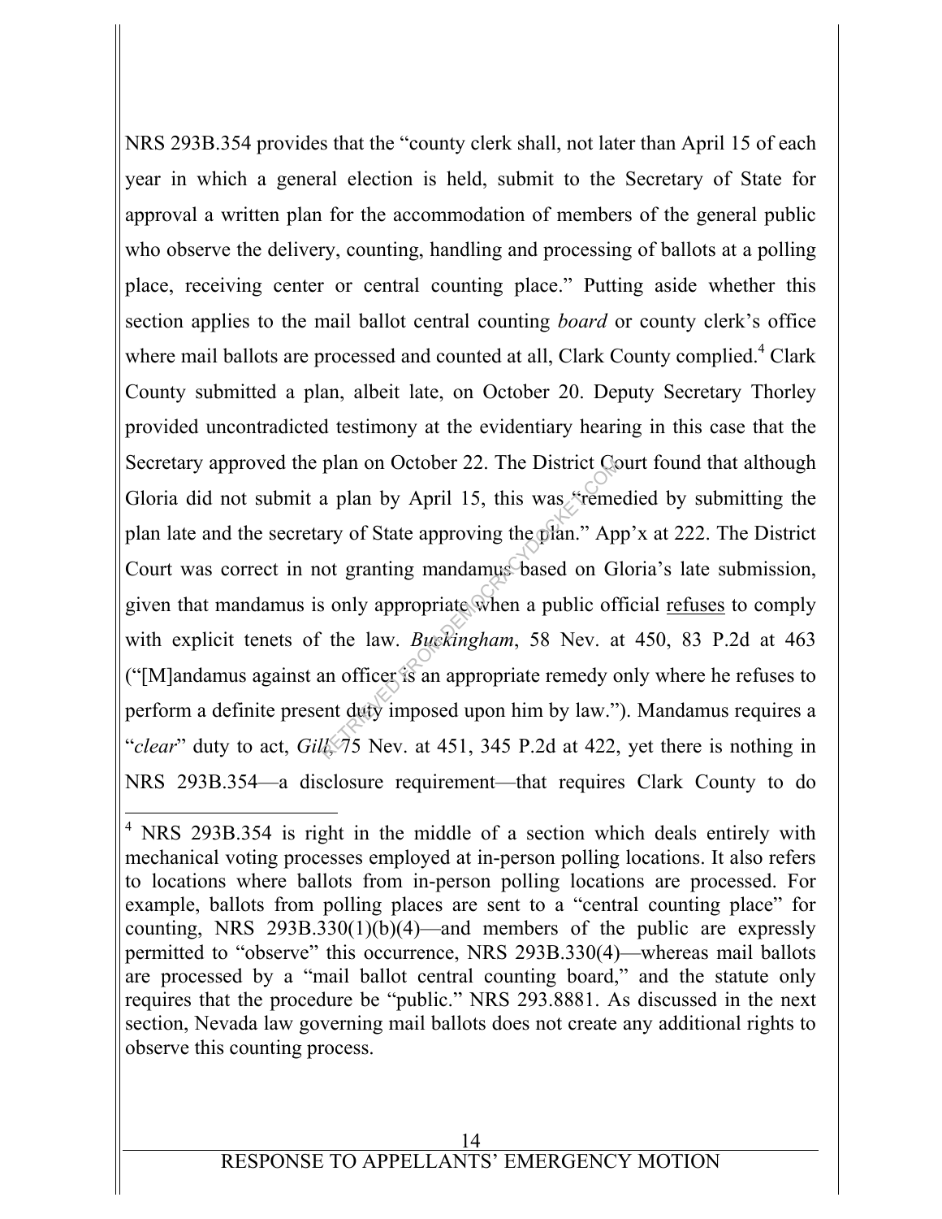NRS 293B.354 provides that the "county clerk shall, not later than April 15 of each year in which a general election is held, submit to the Secretary of State for approval a written plan for the accommodation of members of the general public who observe the delivery, counting, handling and processing of ballots at a polling place, receiving center or central counting place." Putting aside whether this section applies to the mail ballot central counting *board* or county clerk's office where mail ballots are processed and counted at all, Clark County complied.[4] Clark County submitted a plan, albeit late, on October 20. Deputy Secretary Thorley provided uncontradicted testimony at the evidentiary hearing in this case that the Secretary approved the plan on October 22. The District Court found that although Gloria did not submit a plan by April 15, this was "remedied by submitting the plan late and the secretary of State approving the plan." App'x at 222. The District Court was correct in not granting mandamus based on Gloria's late submission, given that mandamus is only appropriate when a public official <u>refuses</u> to comply with explicit tenets of the law. *Buckingham*, 58 Nev. at 450, 83 P.2d at 463 ("[M]andamus against an officer is an appropriate remedy only where he refuses to perform a definite present duty imposed upon him by law."). Mandamus requires a "*clear*" duty to act, *Gill*, 75 Nev. at 451, 345 P.2d at 422, yet there is nothing in NRS 293B.354—a disclosure requirement—that requires Clark County to do

[4] NRS 293B.354 is right in the middle of a section which deals entirely with mechanical voting processes employed at in-person polling locations. It also refers to locations where ballots from in-person polling locations are processed. For example, ballots from polling places are sent to a "central counting place" for counting, NRS 293B.330(1)(b)(4)—and members of the public are expressly permitted to "observe" this occurrence, NRS 293B.330(4)—whereas mail ballots are processed by a "mail ballot central counting board," and the statute only requires that the procedure be "public." NRS 293.8881. As discussed in the next section, Nevada law governing mail ballots does not create any additional rights to observe this counting process.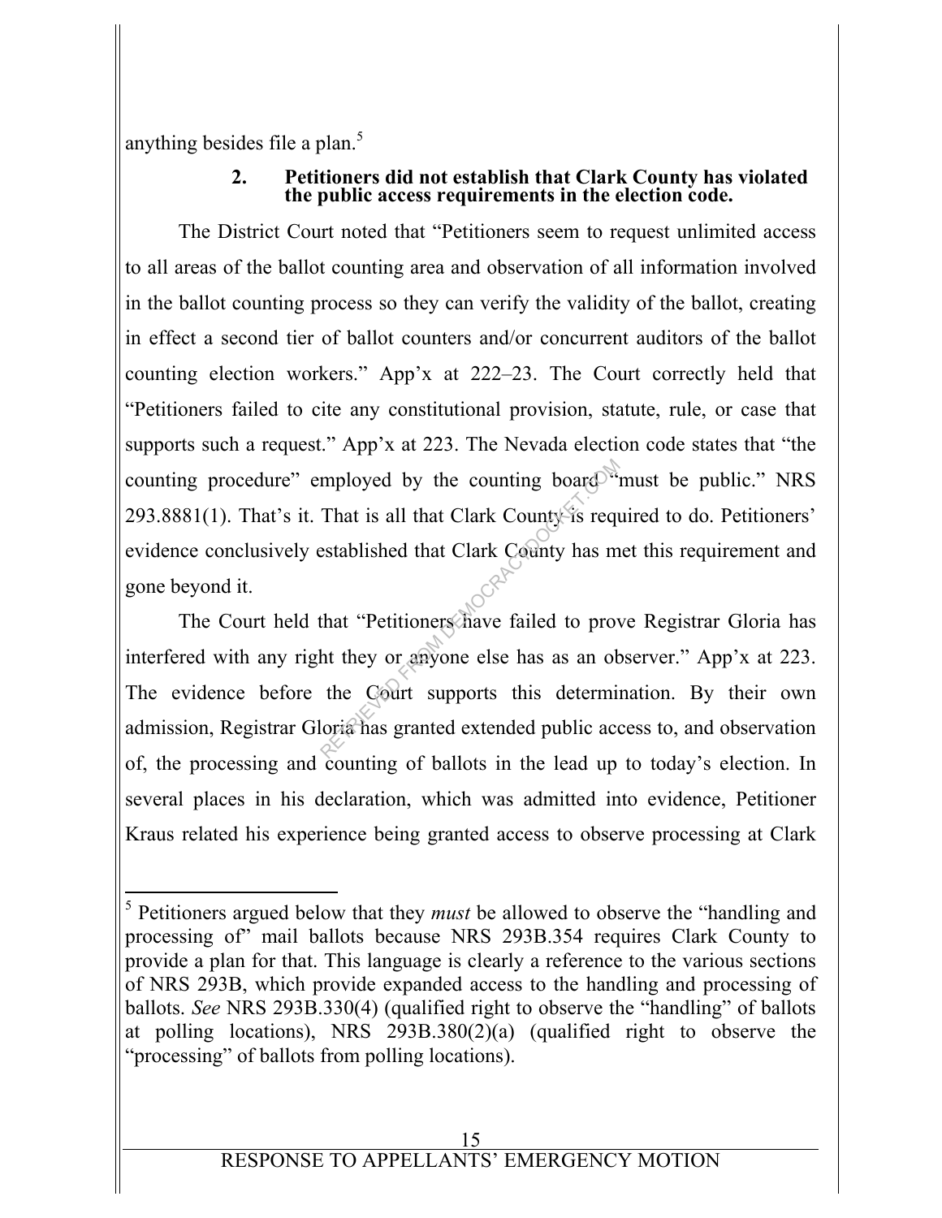anything besides file a plan.[5]

### 2. Petitioners did not establish that Clark County has violated the public access requirements in the election code.

The District Court noted that "Petitioners seem to request unlimited access to all areas of the ballot counting area and observation of all information involved in the ballot counting process so they can verify the validity of the ballot, creating in effect a second tier of ballot counters and/or concurrent auditors of the ballot counting election workers." App'x at 222–23. The Court correctly held that "Petitioners failed to cite any constitutional provision, statute, rule, or case that supports such a request." App'x at 223. The Nevada election code states that "the counting procedure" employed by the counting board "must be public." NRS 293.8881(1). That's it. That is all that Clark County is required to do. Petitioners' evidence conclusively established that Clark County has met this requirement and gone beyond it.

The Court held that "Petitioners have failed to prove Registrar Gloria has interfered with any right they or anyone else has as an observer." App'x at 223. The evidence before the Court supports this determination. By their own admission, Registrar Gloria has granted extended public access to, and observation of, the processing and counting of ballots in the lead up to today's election. In several places in his declaration, which was admitted into evidence, Petitioner Kraus related his experience being granted access to observe processing at Clark

---

[5] Petitioners argued below that they *must* be allowed to observe the "handling and processing of" mail ballots because NRS 293B.354 requires Clark County to provide a plan for that. This language is clearly a reference to the various sections of NRS 293B, which provide expanded access to the handling and processing of ballots. *See* NRS 293B.330(4) (qualified right to observe the "handling" of ballots at polling locations), NRS 293B.380(2)(a) (qualified right to observe the "processing" of ballots from polling locations).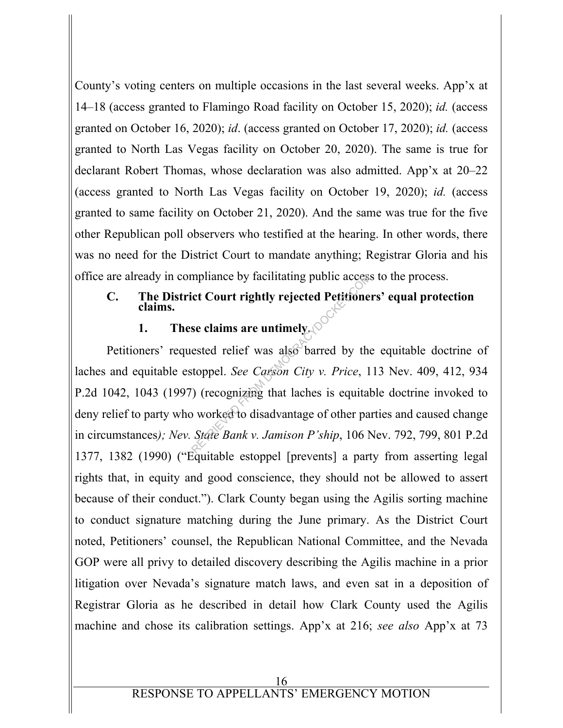County's voting centers on multiple occasions in the last several weeks. App'x at 14–18 (access granted to Flamingo Road facility on October 15, 2020); *id.* (access granted on October 16, 2020); *id*. (access granted on October 17, 2020); *id.* (access granted to North Las Vegas facility on October 20, 2020). The same is true for declarant Robert Thomas, whose declaration was also admitted. App'x at 20–22 (access granted to North Las Vegas facility on October 19, 2020); *id.* (access granted to same facility on October 21, 2020). And the same was true for the five other Republican poll observers who testified at the hearing. In other words, there was no need for the District Court to mandate anything; Registrar Gloria and his office are already in compliance by facilitating public access to the process.

### C. The District Court rightly rejected Petitioners' equal protection claims.

#### 1. These claims are untimely.

Petitioners' requested relief was also barred by the equitable doctrine of laches and equitable estoppel. *See Carson City v. Price*, 113 Nev. 409, 412, 934 P.2d 1042, 1043 (1997) (recognizing that laches is equitable doctrine invoked to deny relief to party who worked to disadvantage of other parties and caused change in circumstances*); Nev. State Bank v. Jamison P'ship*, 106 Nev. 792, 799, 801 P.2d 1377, 1382 (1990) ("Equitable estoppel [prevents] a party from asserting legal rights that, in equity and good conscience, they should not be allowed to assert because of their conduct."). Clark County began using the Agilis sorting machine to conduct signature matching during the June primary. As the District Court noted, Petitioners' counsel, the Republican National Committee, and the Nevada GOP were all privy to detailed discovery describing the Agilis machine in a prior litigation over Nevada's signature match laws, and even sat in a deposition of Registrar Gloria as he described in detail how Clark County used the Agilis machine and chose its calibration settings. App'x at 216; *see also* App'x at 73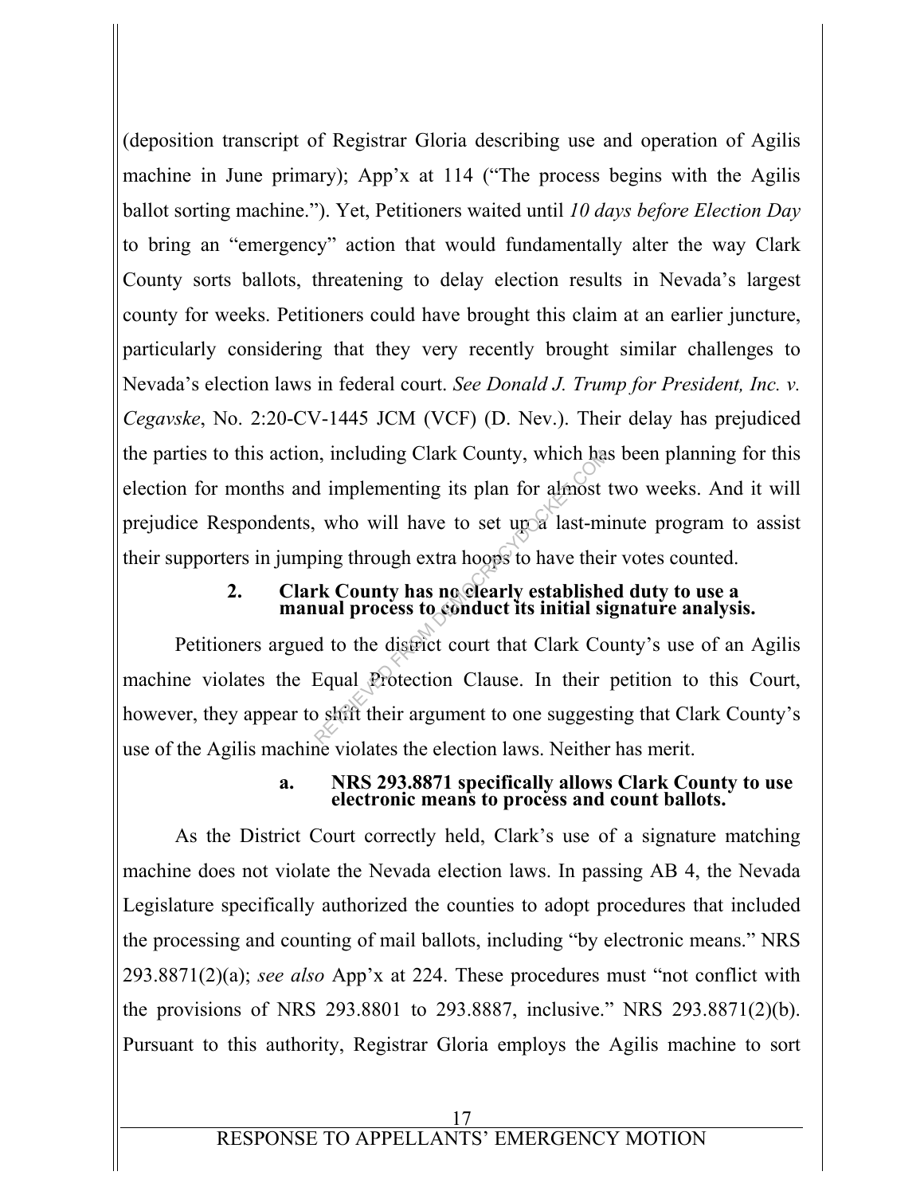(deposition transcript of Registrar Gloria describing use and operation of Agilis machine in June primary); App'x at 114 ("The process begins with the Agilis ballot sorting machine."). Yet, Petitioners waited until *10 days before Election Day* to bring an "emergency" action that would fundamentally alter the way Clark County sorts ballots, threatening to delay election results in Nevada's largest county for weeks. Petitioners could have brought this claim at an earlier juncture, particularly considering that they very recently brought similar challenges to Nevada's election laws in federal court. *See Donald J. Trump for President, Inc. v. Cegavske*, No. 2:20-CV-1445 JCM (VCF) (D. Nev.). Their delay has prejudiced the parties to this action, including Clark County, which has been planning for this election for months and implementing its plan for almost two weeks. And it will prejudice Respondents, who will have to set up a last-minute program to assist their supporters in jumping through extra hoops to have their votes counted.

### 2. Clark County has no clearly established duty to use a manual process to conduct its initial signature analysis.

Petitioners argued to the district court that Clark County's use of an Agilis machine violates the Equal Protection Clause. In their petition to this Court, however, they appear to shift their argument to one suggesting that Clark County's use of the Agilis machine violates the election laws. Neither has merit.

#### a. NRS 293.8871 specifically allows Clark County to use electronic means to process and count ballots.

As the District Court correctly held, Clark's use of a signature matching machine does not violate the Nevada election laws. In passing AB 4, the Nevada Legislature specifically authorized the counties to adopt procedures that included the processing and counting of mail ballots, including "by electronic means." NRS 293.8871(2)(a); *see also* App'x at 224. These procedures must "not conflict with the provisions of NRS 293.8801 to 293.8887, inclusive." NRS 293.8871(2)(b). Pursuant to this authority, Registrar Gloria employs the Agilis machine to sort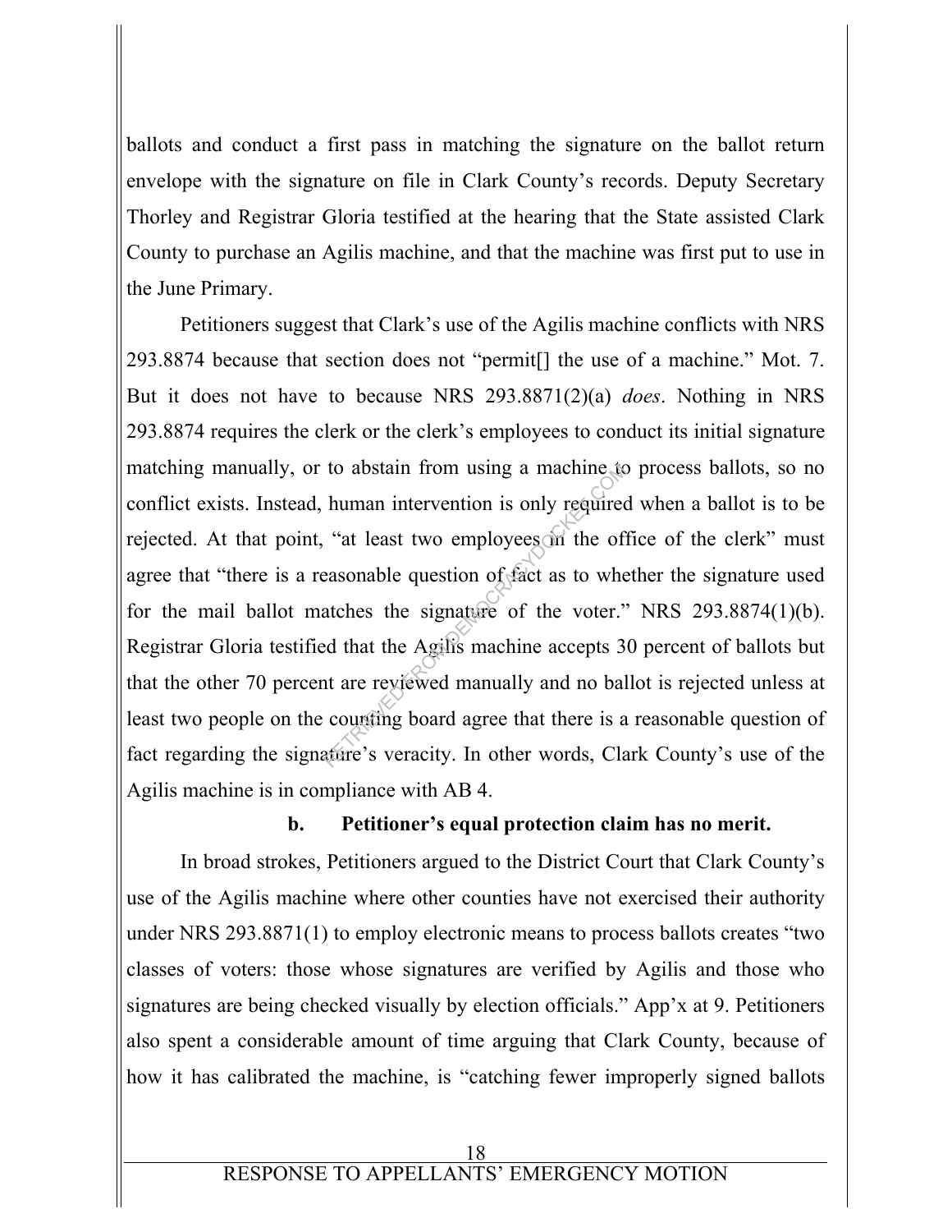ballots and conduct a first pass in matching the signature on the ballot return envelope with the signature on file in Clark County's records. Deputy Secretary Thorley and Registrar Gloria testified at the hearing that the State assisted Clark County to purchase an Agilis machine, and that the machine was first put to use in the June Primary.

Petitioners suggest that Clark's use of the Agilis machine conflicts with NRS 293.8874 because that section does not "permit[] the use of a machine." Mot. 7. But it does not have to because NRS 293.8871(2)(a) *does*. Nothing in NRS 293.8874 requires the clerk or the clerk's employees to conduct its initial signature matching manually, or to abstain from using a machine to process ballots, so no conflict exists. Instead, human intervention is only required when a ballot is to be rejected. At that point, "at least two employees in the office of the clerk" must agree that "there is a reasonable question of fact as to whether the signature used for the mail ballot matches the signature of the voter." NRS 293.8874(1)(b). Registrar Gloria testified that the Agilis machine accepts 30 percent of ballots but that the other 70 percent are reviewed manually and no ballot is rejected unless at least two people on the counting board agree that there is a reasonable question of fact regarding the signature's veracity. In other words, Clark County's use of the Agilis machine is in compliance with AB 4.

**b. Petitioner's equal protection claim has no merit.**

In broad strokes, Petitioners argued to the District Court that Clark County's use of the Agilis machine where other counties have not exercised their authority under NRS 293.8871(1) to employ electronic means to process ballots creates "two classes of voters: those whose signatures are verified by Agilis and those who signatures are being checked visually by election officials." App'x at 9. Petitioners also spent a considerable amount of time arguing that Clark County, because of how it has calibrated the machine, is "catching fewer improperly signed ballots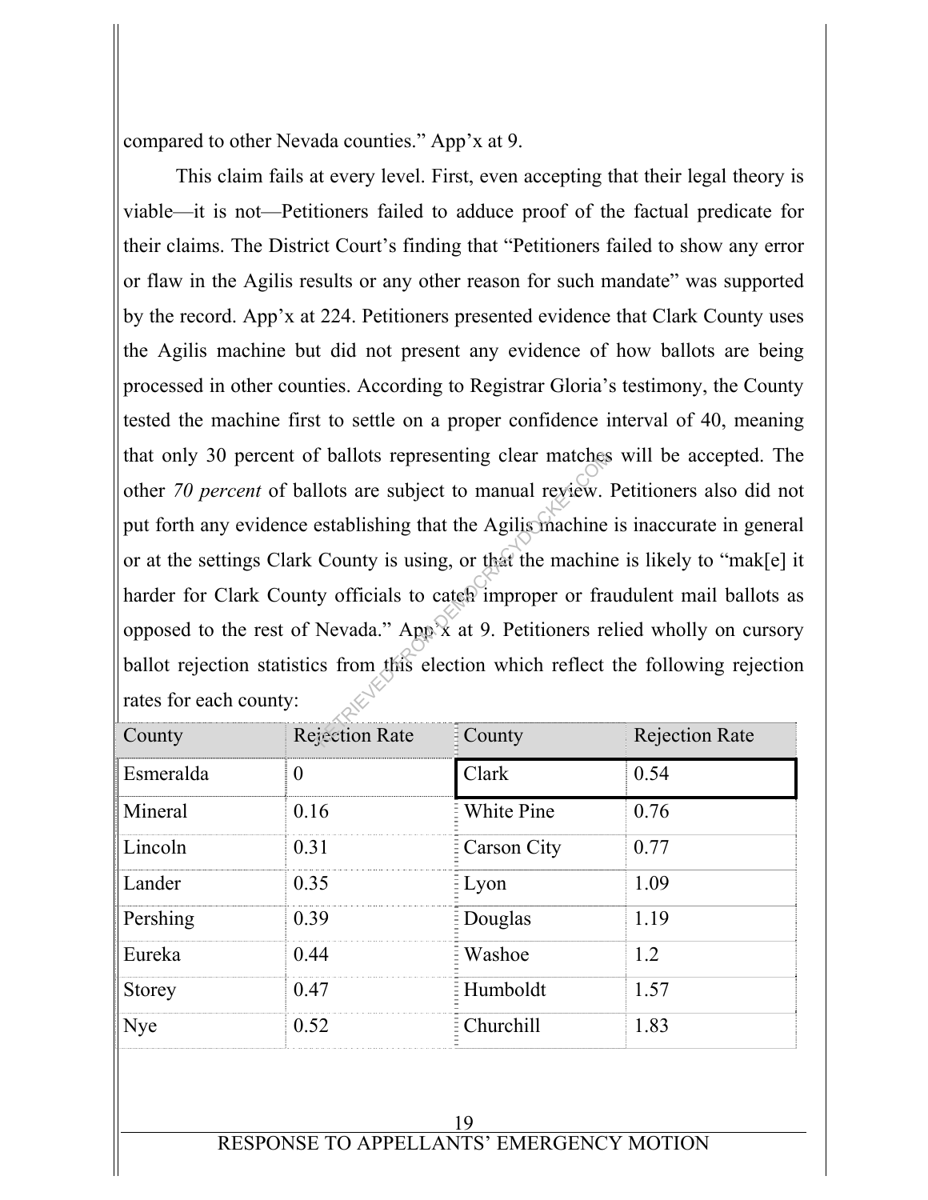compared to other Nevada counties." App'x at 9.

This claim fails at every level. First, even accepting that their legal theory is viable—it is not—Petitioners failed to adduce proof of the factual predicate for their claims. The District Court's finding that "Petitioners failed to show any error or flaw in the Agilis results or any other reason for such mandate" was supported by the record. App'x at 224. Petitioners presented evidence that Clark County uses the Agilis machine but did not present any evidence of how ballots are being processed in other counties. According to Registrar Gloria's testimony, the County tested the machine first to settle on a proper confidence interval of 40, meaning that only 30 percent of ballots representing clear matches will be accepted. The other *70 percent* of ballots are subject to manual review. Petitioners also did not put forth any evidence establishing that the Agilis machine is inaccurate in general or at the settings Clark County is using, or that the machine is likely to "mak[e] it harder for Clark County officials to catch improper or fraudulent mail ballots as opposed to the rest of Nevada." App'x at 9. Petitioners relied wholly on cursory ballot rejection statistics from this election which reflect the following rejection rates for each county:

| County | Rejection Rate | County | Rejection Rate |
|---|---|---|---|
| Esmeralda | 0 | Clark | 0.54 |
| Mineral | 0.16 | White Pine | 0.76 |
| Lincoln | 0.31 | Carson City | 0.77 |
| Lander | 0.35 | Lyon | 1.09 |
| Pershing | 0.39 | Douglas | 1.19 |
| Eureka | 0.44 | Washoe | 1.2 |
| Storey | 0.47 | Humboldt | 1.57 |
| Nye | 0.52 | Churchill | 1.83 |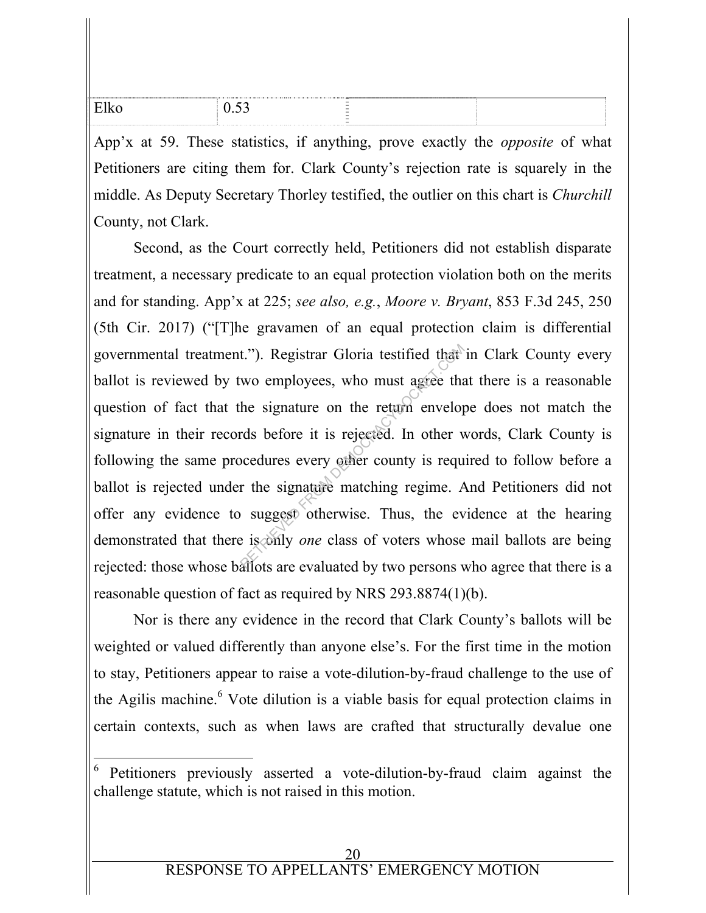| Elko | 0.53 | | |
|---|---|---|---|

App’x at 59. These statistics, if anything, prove exactly the *opposite* of what Petitioners are citing them for. Clark County’s rejection rate is squarely in the middle. As Deputy Secretary Thorley testified, the outlier on this chart is *Churchill* County, not Clark.

Second, as the Court correctly held, Petitioners did not establish disparate treatment, a necessary predicate to an equal protection violation both on the merits and for standing. App’x at 225; *see also, e.g.*, *Moore v. Bryant*, 853 F.3d 245, 250 (5th Cir. 2017) (“[T]he gravamen of an equal protection claim is differential governmental treatment.”). Registrar Gloria testified that in Clark County every ballot is reviewed by two employees, who must agree that there is a reasonable question of fact that the signature on the return envelope does not match the signature in their records before it is rejected. In other words, Clark County is following the same procedures every other county is required to follow before a ballot is rejected under the signature matching regime. And Petitioners did not offer any evidence to suggest otherwise. Thus, the evidence at the hearing demonstrated that there is only *one* class of voters whose mail ballots are being rejected: those whose ballots are evaluated by two persons who agree that there is a reasonable question of fact as required by NRS 293.8874(1)(b).

Nor is there any evidence in the record that Clark County’s ballots will be weighted or valued differently than anyone else’s. For the first time in the motion to stay, Petitioners appear to raise a vote-dilution-by-fraud challenge to the use of the Agilis machine.[6] Vote dilution is a viable basis for equal protection claims in certain contexts, such as when laws are crafted that structurally devalue one

[6] Petitioners previously asserted a vote-dilution-by-fraud claim against the challenge statute, which is not raised in this motion.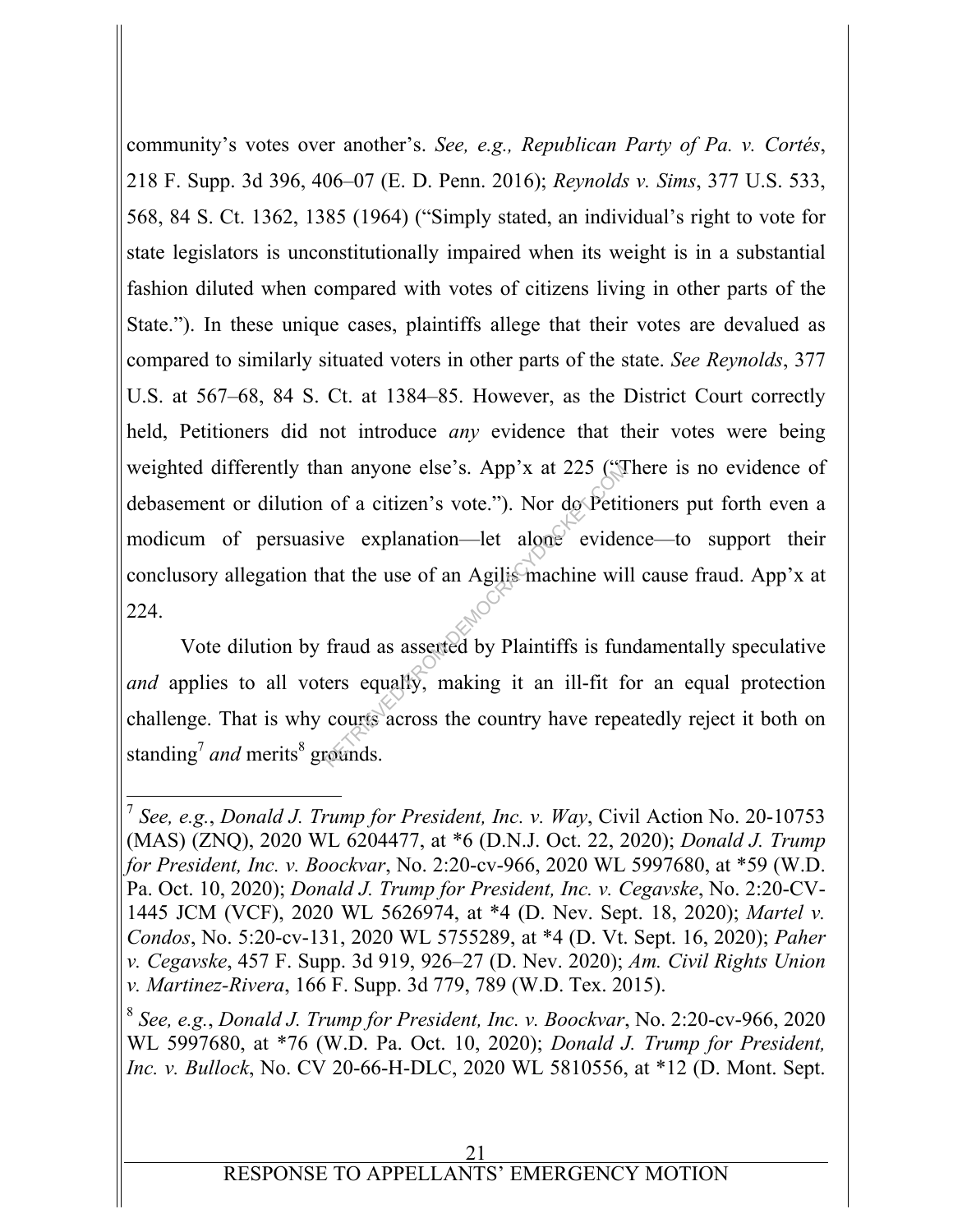community's votes over another's. *See, e.g., Republican Party of Pa. v. Cortés*, 218 F. Supp. 3d 396, 406–07 (E. D. Penn. 2016); *Reynolds v. Sims*, 377 U.S. 533, 568, 84 S. Ct. 1362, 1385 (1964) ("Simply stated, an individual's right to vote for state legislators is unconstitutionally impaired when its weight is in a substantial fashion diluted when compared with votes of citizens living in other parts of the State."). In these unique cases, plaintiffs allege that their votes are devalued as compared to similarly situated voters in other parts of the state. *See Reynolds*, 377 U.S. at 567–68, 84 S. Ct. at 1384–85. However, as the District Court correctly held, Petitioners did not introduce *any* evidence that their votes were being weighted differently than anyone else's. App'x at 225 ("There is no evidence of debasement or dilution of a citizen's vote."). Nor do Petitioners put forth even a modicum of persuasive explanation—let alone evidence—to support their conclusory allegation that the use of an Agilis machine will cause fraud. App'x at 224.

Vote dilution by fraud as asserted by Plaintiffs is fundamentally speculative *and* applies to all voters equally, making it an ill-fit for an equal protection challenge. That is why courts across the country have repeatedly reject it both on standing[7] *and* merits[8] grounds.

---

[7] *See, e.g.*, *Donald J. Trump for President, Inc. v. Way*, Civil Action No. 20-10753 (MAS) (ZNQ), 2020 WL 6204477, at *6 (D.N.J. Oct. 22, 2020); *Donald J. Trump for President, Inc. v. Boockvar*, No. 2:20-cv-966, 2020 WL 5997680, at *59 (W.D. Pa. Oct. 10, 2020); *Donald J. Trump for President, Inc. v. Cegavske*, No. 2:20-CV-1445 JCM (VCF), 2020 WL 5626974, at *4 (D. Nev. Sept. 18, 2020); *Martel v. Condos*, No. 5:20-cv-131, 2020 WL 5755289, at *4 (D. Vt. Sept. 16, 2020); *Paher v. Cegavske*, 457 F. Supp. 3d 919, 926–27 (D. Nev. 2020); *Am. Civil Rights Union v. Martinez-Rivera*, 166 F. Supp. 3d 779, 789 (W.D. Tex. 2015).

[8] *See, e.g.*, *Donald J. Trump for President, Inc. v. Boockvar*, No. 2:20-cv-966, 2020 WL 5997680, at *76 (W.D. Pa. Oct. 10, 2020); *Donald J. Trump for President, Inc. v. Bullock*, No. CV 20-66-H-DLC, 2020 WL 5810556, at *12 (D. Mont. Sept.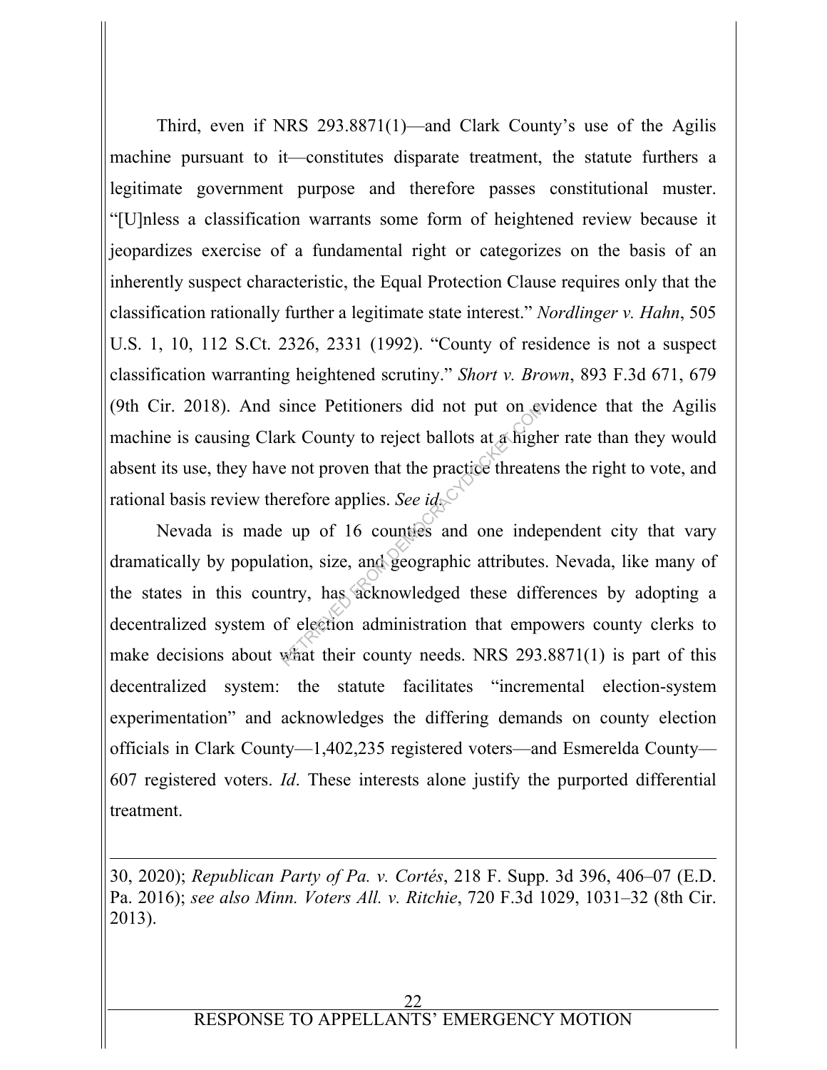Third, even if NRS 293.8871(1)—and Clark County's use of the Agilis machine pursuant to it—constitutes disparate treatment, the statute furthers a legitimate government purpose and therefore passes constitutional muster. "[U]nless a classification warrants some form of heightened review because it jeopardizes exercise of a fundamental right or categorizes on the basis of an inherently suspect characteristic, the Equal Protection Clause requires only that the classification rationally further a legitimate state interest." *Nordlinger v. Hahn*, 505 U.S. 1, 10, 112 S.Ct. 2326, 2331 (1992). "County of residence is not a suspect classification warranting heightened scrutiny." *Short v. Brown*, 893 F.3d 671, 679 (9th Cir. 2018). And since Petitioners did not put on evidence that the Agilis machine is causing Clark County to reject ballots at a higher rate than they would absent its use, they have not proven that the practice threatens the right to vote, and rational basis review therefore applies. *See id.*

Nevada is made up of 16 counties and one independent city that vary dramatically by population, size, and geographic attributes. Nevada, like many of the states in this country, has acknowledged these differences by adopting a decentralized system of election administration that empowers county clerks to make decisions about what their county needs. NRS 293.8871(1) is part of this decentralized system: the statute facilitates "incremental election-system experimentation" and acknowledges the differing demands on county election officials in Clark County—1,402,235 registered voters—and Esmerelda County—607 registered voters. *Id*. These interests alone justify the purported differential treatment.

---

30, 2020); *Republican Party of Pa. v. Cortés*, 218 F. Supp. 3d 396, 406–07 (E.D. Pa. 2016); *see also Minn. Voters All. v. Ritchie*, 720 F.3d 1029, 1031–32 (8th Cir. 2013).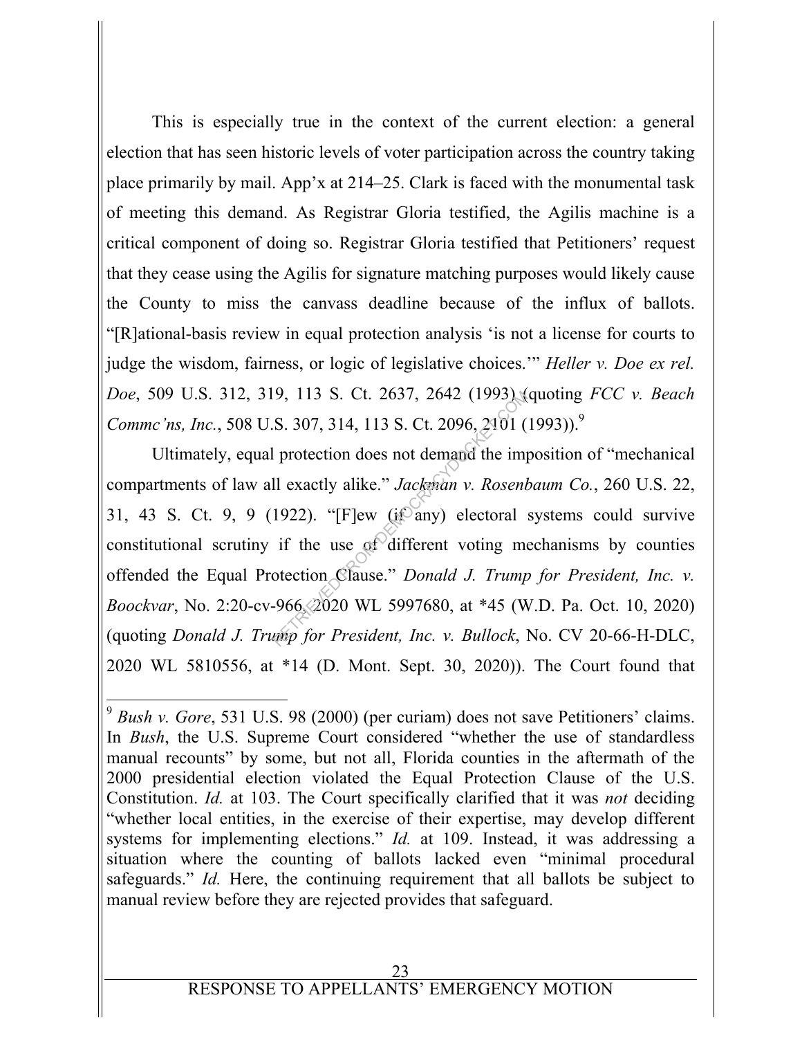This is especially true in the context of the current election: a general election that has seen historic levels of voter participation across the country taking place primarily by mail. App'x at 214–25. Clark is faced with the monumental task of meeting this demand. As Registrar Gloria testified, the Agilis machine is a critical component of doing so. Registrar Gloria testified that Petitioners' request that they cease using the Agilis for signature matching purposes would likely cause the County to miss the canvass deadline because of the influx of ballots. "[R]ational-basis review in equal protection analysis 'is not a license for courts to judge the wisdom, fairness, or logic of legislative choices.'" *Heller v. Doe ex rel. Doe*, 509 U.S. 312, 319, 113 S. Ct. 2637, 2642 (1993) (quoting *FCC v. Beach Commc'ns, Inc.*, 508 U.S. 307, 314, 113 S. Ct. 2096, 2101 (1993)).[9]

Ultimately, equal protection does not demand the imposition of "mechanical compartments of law all exactly alike." *Jackman v. Rosenbaum Co.*, 260 U.S. 22, 31, 43 S. Ct. 9, 9 (1922). "[F]ew (if any) electoral systems could survive constitutional scrutiny if the use of different voting mechanisms by counties offended the Equal Protection Clause." *Donald J. Trump for President, Inc. v. Boockvar*, No. 2:20-cv-966, 2020 WL 5997680, at *45 (W.D. Pa. Oct. 10, 2020) (quoting *Donald J. Trump for President, Inc. v. Bullock*, No. CV 20-66-H-DLC, 2020 WL 5810556, at *14 (D. Mont. Sept. 30, 2020)). The Court found that

---

[9] *Bush v. Gore*, 531 U.S. 98 (2000) (per curiam) does not save Petitioners' claims. In *Bush*, the U.S. Supreme Court considered "whether the use of standardless manual recounts" by some, but not all, Florida counties in the aftermath of the 2000 presidential election violated the Equal Protection Clause of the U.S. Constitution. *Id.* at 103. The Court specifically clarified that it was *not* deciding "whether local entities, in the exercise of their expertise, may develop different systems for implementing elections." *Id.* at 109. Instead, it was addressing a situation where the counting of ballots lacked even "minimal procedural safeguards." *Id.* Here, the continuing requirement that all ballots be subject to manual review before they are rejected provides that safeguard.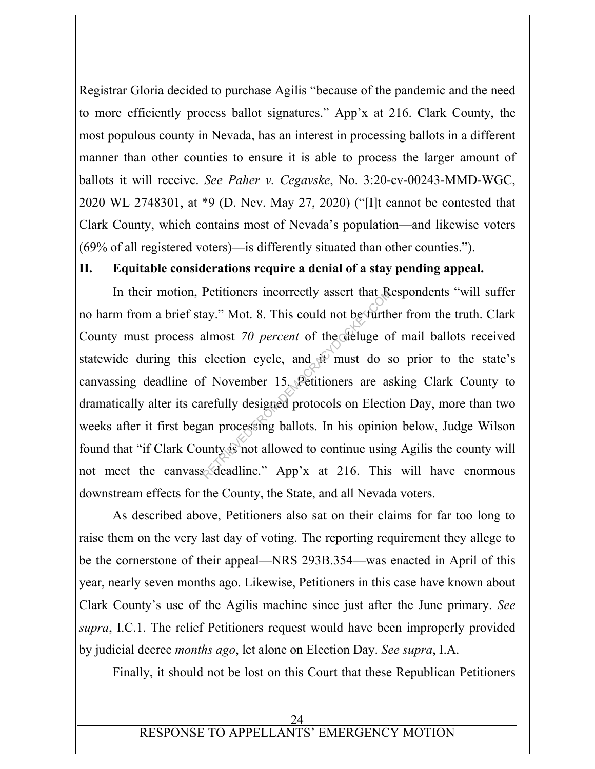Registrar Gloria decided to purchase Agilis "because of the pandemic and the need to more efficiently process ballot signatures." App'x at 216. Clark County, the most populous county in Nevada, has an interest in processing ballots in a different manner than other counties to ensure it is able to process the larger amount of ballots it will receive. *See Paher v. Cegavske*, No. 3:20-cv-00243-MMD-WGC, 2020 WL 2748301, at *9 (D. Nev. May 27, 2020) ("[I]t cannot be contested that Clark County, which contains most of Nevada's population—and likewise voters (69% of all registered voters)—is differently situated than other counties.").

## II. Equitable considerations require a denial of a stay pending appeal.

In their motion, Petitioners incorrectly assert that Respondents "will suffer no harm from a brief stay." Mot. 8. This could not be further from the truth. Clark County must process almost *70 percent* of the deluge of mail ballots received statewide during this election cycle, and it must do so prior to the state's canvassing deadline of November 15. Petitioners are asking Clark County to dramatically alter its carefully designed protocols on Election Day, more than two weeks after it first began processing ballots. In his opinion below, Judge Wilson found that "if Clark County is not allowed to continue using Agilis the county will not meet the canvass deadline." App'x at 216. This will have enormous downstream effects for the County, the State, and all Nevada voters.

As described above, Petitioners also sat on their claims for far too long to raise them on the very last day of voting. The reporting requirement they allege to be the cornerstone of their appeal—NRS 293B.354—was enacted in April of this year, nearly seven months ago. Likewise, Petitioners in this case have known about Clark County's use of the Agilis machine since just after the June primary. *See supra*, I.C.1. The relief Petitioners request would have been improperly provided by judicial decree *months ago*, let alone on Election Day. *See supra*, I.A.

Finally, it should not be lost on this Court that these Republican Petitioners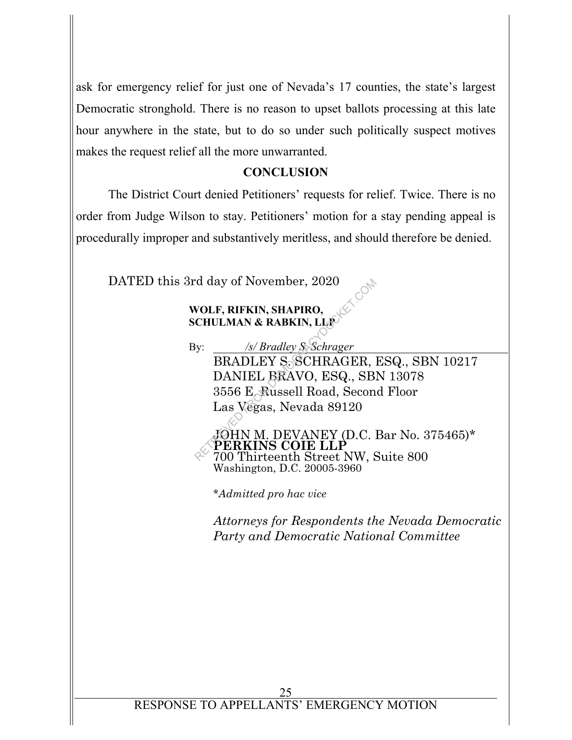ask for emergency relief for just one of Nevada's 17 counties, the state's largest Democratic stronghold. There is no reason to upset ballots processing at this late hour anywhere in the state, but to do so under such politically suspect motives makes the request relief all the more unwarranted.

## CONCLUSION

The District Court denied Petitioners' requests for relief. Twice. There is no order from Judge Wilson to stay. Petitioners' motion for a stay pending appeal is procedurally improper and substantively meritless, and should therefore be denied.

DATED this 3rd day of November, 2020

**WOLF, RIFKIN, SHAPIRO, SCHULMAN & RABKIN, LLP**

By: *_/s/ Bradley S. Schrager_*

BRADLEY S. SCHRAGER, ESQ., SBN 10217
DANIEL BRAVO, ESQ., SBN 13078
3556 E. Russell Road, Second Floor
Las Vegas, Nevada 89120

JOHN M. DEVANEY (D.C. Bar No. 375465)*
**PERKINS COIE LLP**
700 Thirteenth Street NW, Suite 800
Washington, D.C. 20005-3960

*\*Admitted pro hac vice*

*Attorneys for Respondents the Nevada Democratic Party and Democratic National Committee*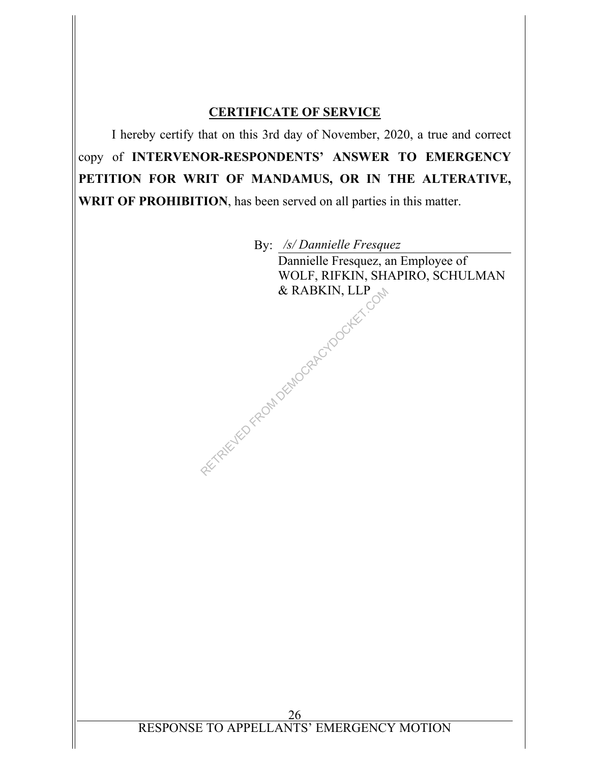## CERTIFICATE OF SERVICE

I hereby certify that on this 3rd day of November, 2020, a true and correct copy of **INTERVENOR-RESPONDENTS' ANSWER TO EMERGENCY PETITION FOR WRIT OF MANDAMUS, OR IN THE ALTERATIVE, WRIT OF PROHIBITION**, has been served on all parties in this matter.

By: */s/ Dannielle Fresquez*
Dannielle Fresquez, an Employee of
WOLF, RIFKIN, SHAPIRO, SCHULMAN
& RABKIN, LLP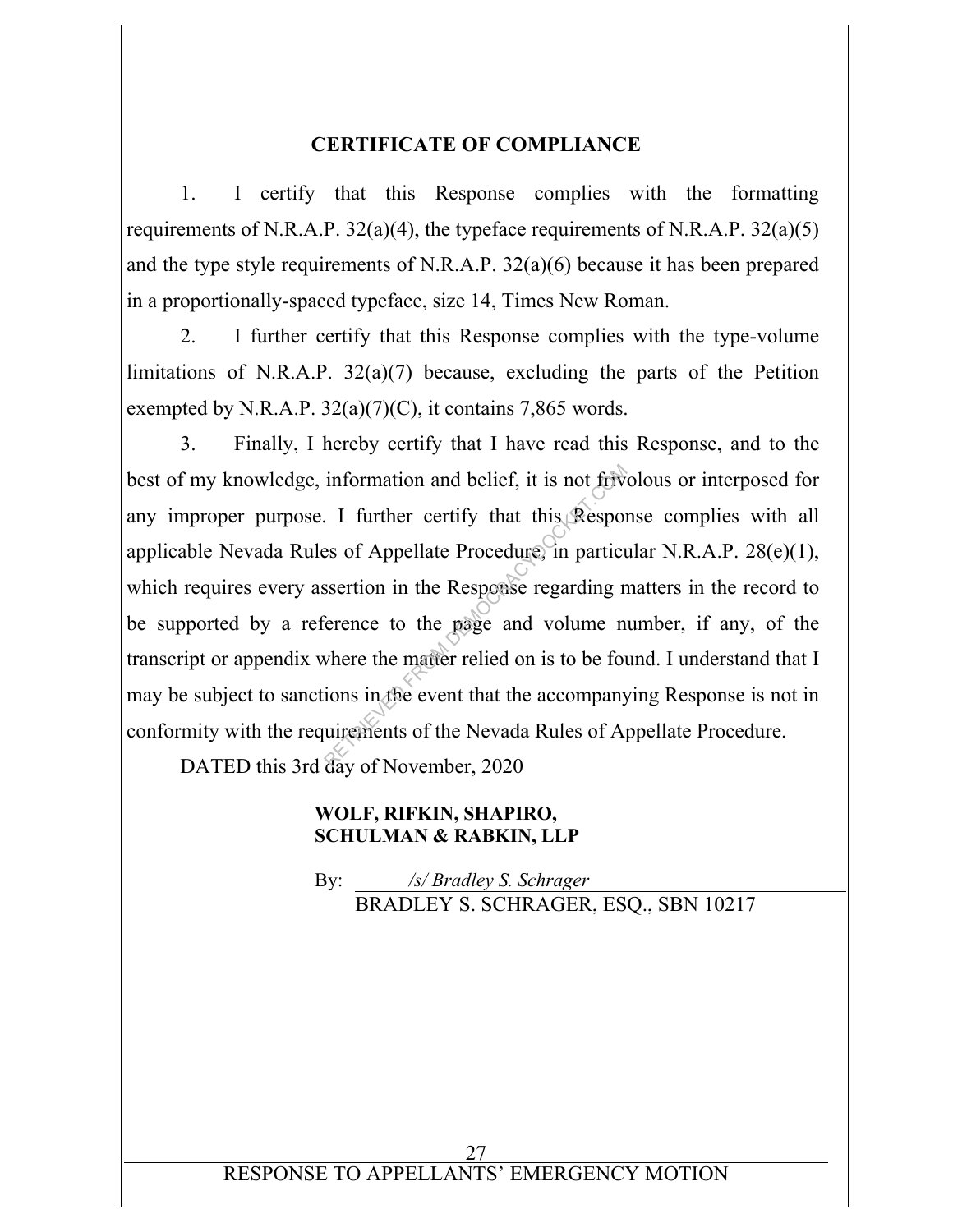## CERTIFICATE OF COMPLIANCE

1. I certify that this Response complies with the formatting requirements of N.R.A.P. 32(a)(4), the typeface requirements of N.R.A.P. 32(a)(5) and the type style requirements of N.R.A.P. 32(a)(6) because it has been prepared in a proportionally-spaced typeface, size 14, Times New Roman.

2. I further certify that this Response complies with the type-volume limitations of N.R.A.P. 32(a)(7) because, excluding the parts of the Petition exempted by N.R.A.P. 32(a)(7)(C), it contains 7,865 words.

3. Finally, I hereby certify that I have read this Response, and to the best of my knowledge, information and belief, it is not frivolous or interposed for any improper purpose. I further certify that this Response complies with all applicable Nevada Rules of Appellate Procedure, in particular N.R.A.P. 28(e)(1), which requires every assertion in the Response regarding matters in the record to be supported by a reference to the page and volume number, if any, of the transcript or appendix where the matter relied on is to be found. I understand that I may be subject to sanctions in the event that the accompanying Response is not in conformity with the requirements of the Nevada Rules of Appellate Procedure.

DATED this 3rd day of November, 2020

**WOLF, RIFKIN, SHAPIRO, SCHULMAN & RABKIN, LLP**

By: *\/s/ Bradley S. Schrager*
BRADLEY S. SCHRAGER, ESQ., SBN 10217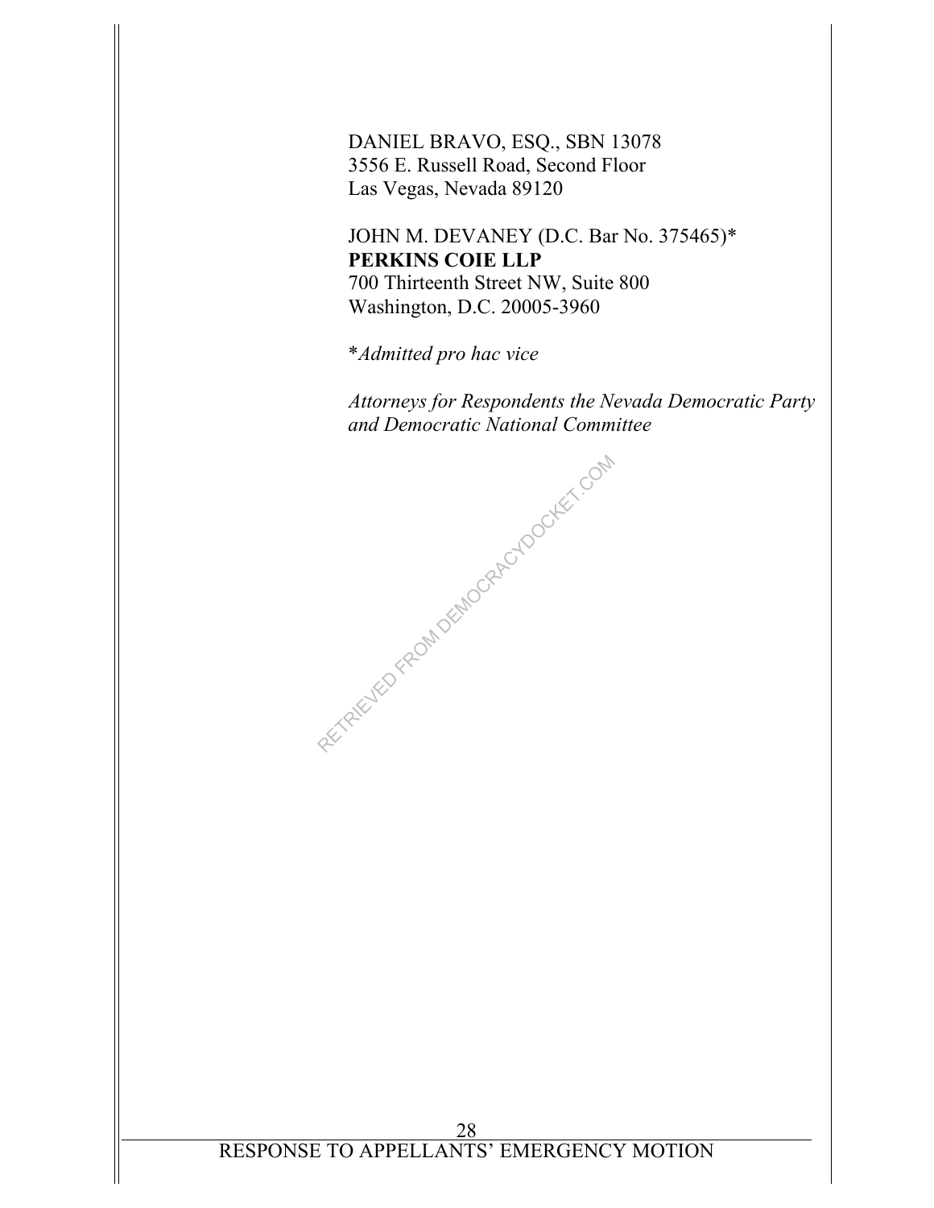DANIEL BRAVO, ESQ., SBN 13078
3556 E. Russell Road, Second Floor
Las Vegas, Nevada 89120

JOHN M. DEVANEY (D.C. Bar No. 375465)*
**PERKINS COIE LLP**
700 Thirteenth Street NW, Suite 800
Washington, D.C. 20005-3960

**Admitted pro hac vice*

*Attorneys for Respondents the Nevada Democratic Party and Democratic National Committee*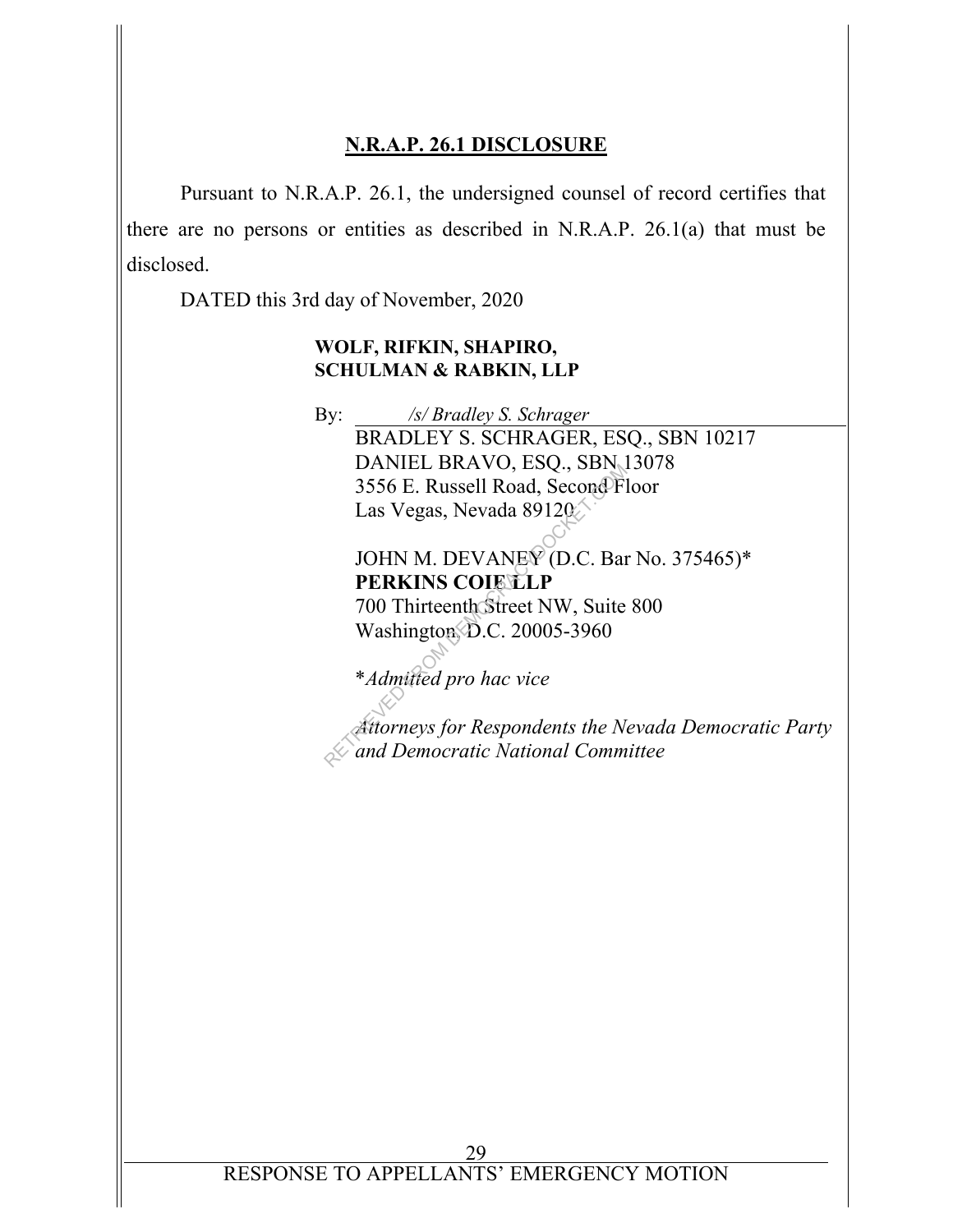## N.R.A.P. 26.1 DISCLOSURE

Pursuant to N.R.A.P. 26.1, the undersigned counsel of record certifies that there are no persons or entities as described in N.R.A.P. 26.1(a) that must be disclosed.

DATED this 3rd day of November, 2020

**WOLF, RIFKIN, SHAPIRO, SCHULMAN & RABKIN, LLP**

By: */s/ Bradley S. Schrager*
BRADLEY S. SCHRAGER, ESQ., SBN 10217
DANIEL BRAVO, ESQ., SBN 13078
3556 E. Russell Road, Second Floor
Las Vegas, Nevada 89120

JOHN M. DEVANEY (D.C. Bar No. 375465)*
**PERKINS COIE LLP**
700 Thirteenth Street NW, Suite 800
Washington, D.C. 20005-3960

**Admitted pro hac vice*

*Attorneys for Respondents the Nevada Democratic Party and Democratic National Committee*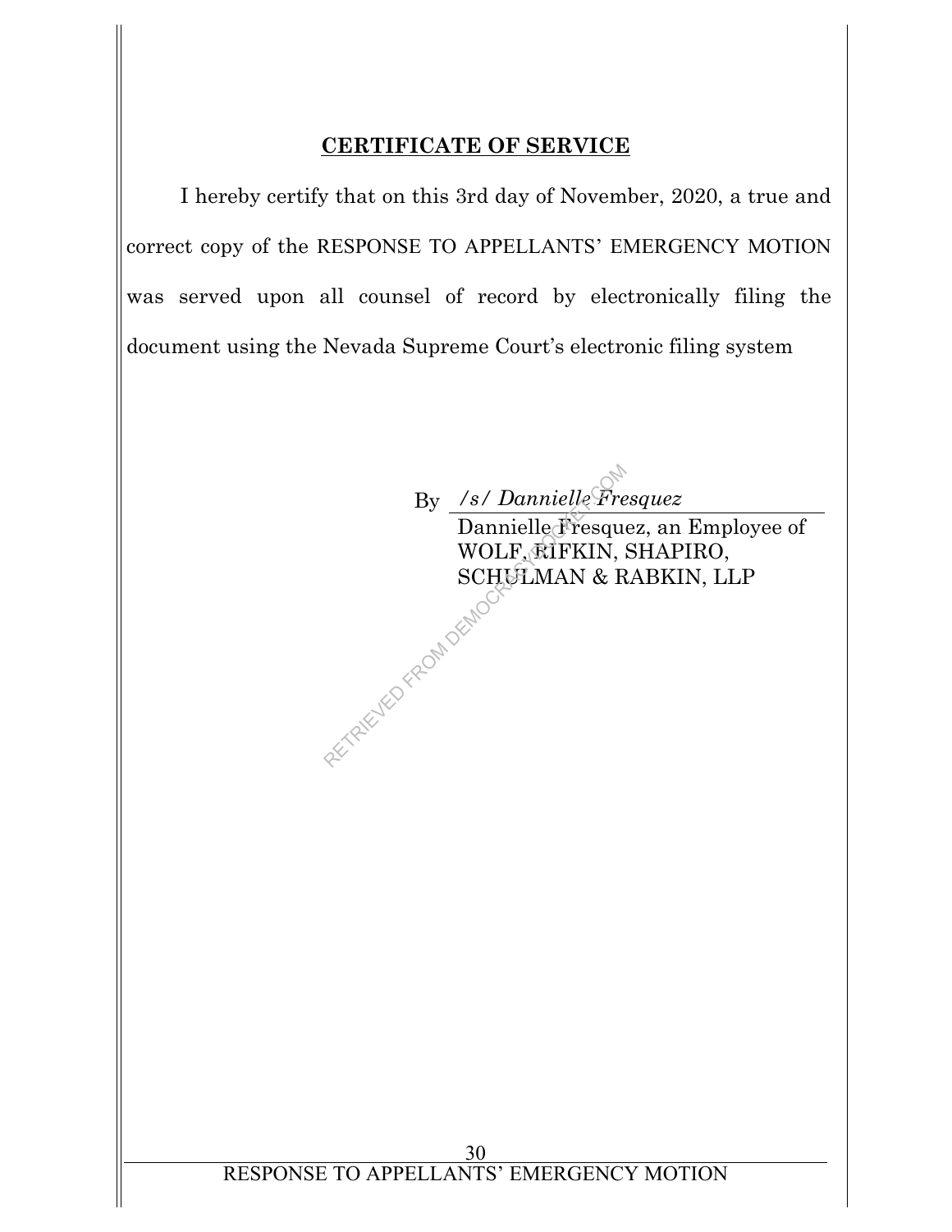**CERTIFICATE OF SERVICE**

I hereby certify that on this 3rd day of November, 2020, a true and correct copy of the RESPONSE TO APPELLANTS' EMERGENCY MOTION was served upon all counsel of record by electronically filing the document using the Nevada Supreme Court's electronic filing system

By */s/ Dannielle Fresquez*
Dannielle Fresquez, an Employee of
WOLF, RIFKIN, SHAPIRO,
SCHULMAN & RABKIN, LLP